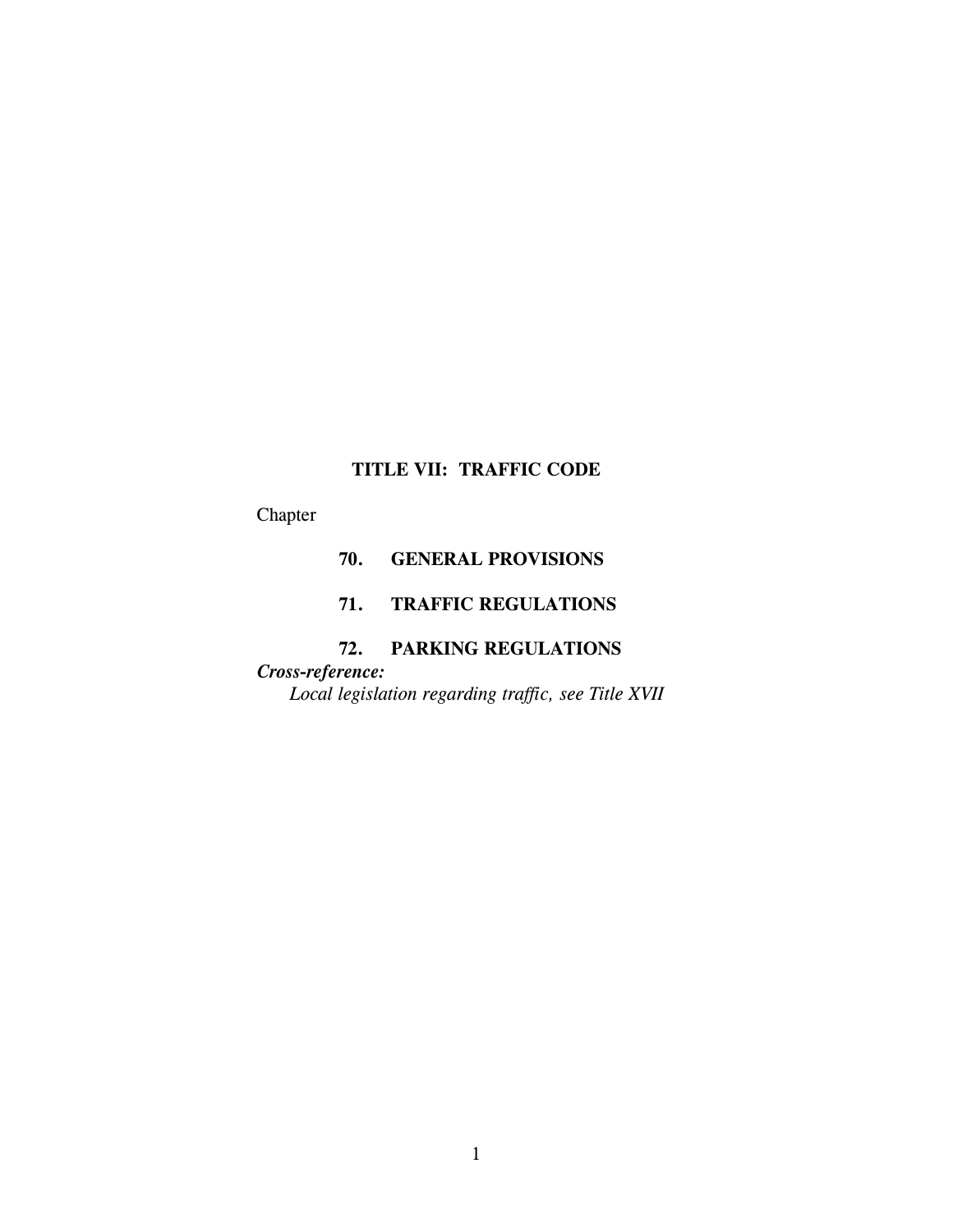# TITLE VII: TRAFFIC CODE

Chapter

**70. GENERAL PROVISIONS**

**71. TRAFFIC REGULATIONS**

**72. PARKING REGULATIONS**

***Cross-reference:***

*Local legislation regarding traffic, see Title XVII*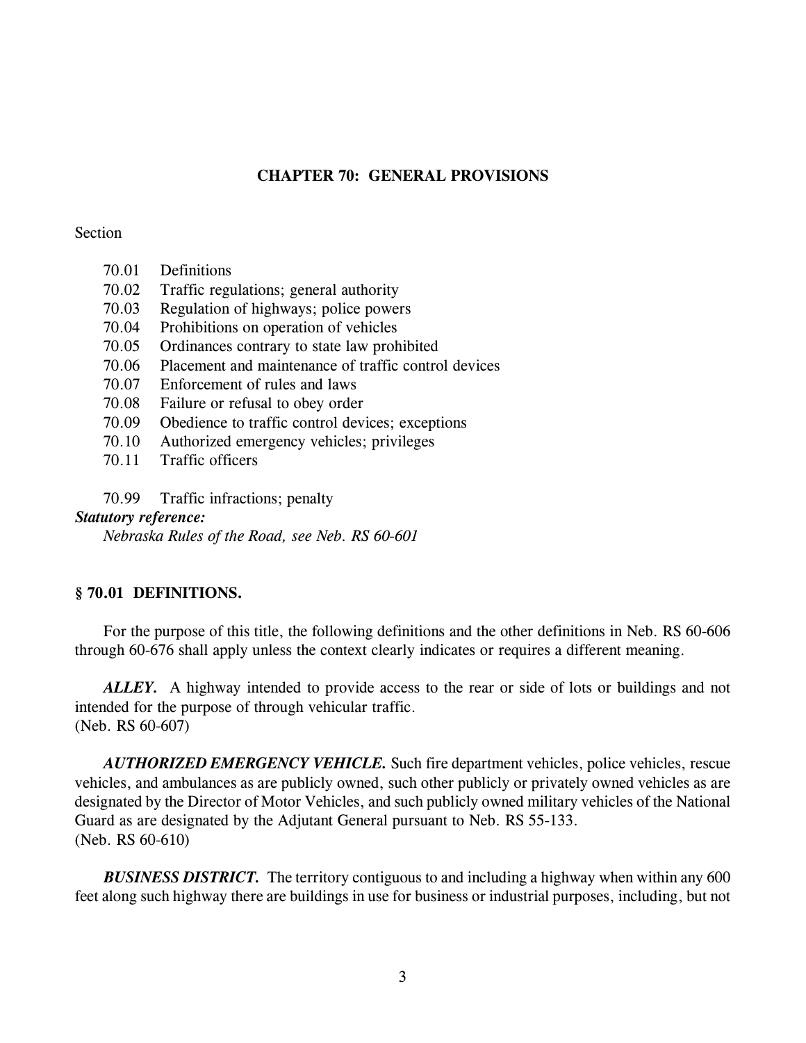# CHAPTER 70: GENERAL PROVISIONS

Section

- 70.01 Definitions
- 70.02 Traffic regulations; general authority
- 70.03 Regulation of highways; police powers
- 70.04 Prohibitions on operation of vehicles
- 70.05 Ordinances contrary to state law prohibited
- 70.06 Placement and maintenance of traffic control devices
- 70.07 Enforcement of rules and laws
- 70.08 Failure or refusal to obey order
- 70.09 Obedience to traffic control devices; exceptions
- 70.10 Authorized emergency vehicles; privileges
- 70.11 Traffic officers

- 70.99 Traffic infractions; penalty

***Statutory reference:***

*Nebraska Rules of the Road, see Neb. RS 60-601*

## § 70.01 DEFINITIONS.

For the purpose of this title, the following definitions and the other definitions in Neb. RS 60-606 through 60-676 shall apply unless the context clearly indicates or requires a different meaning.

***ALLEY.*** A highway intended to provide access to the rear or side of lots or buildings and not intended for the purpose of through vehicular traffic.
(Neb. RS 60-607)

***AUTHORIZED EMERGENCY VEHICLE.*** Such fire department vehicles, police vehicles, rescue vehicles, and ambulances as are publicly owned, such other publicly or privately owned vehicles as are designated by the Director of Motor Vehicles, and such publicly owned military vehicles of the National Guard as are designated by the Adjutant General pursuant to Neb. RS 55-133.
(Neb. RS 60-610)

***BUSINESS DISTRICT.*** The territory contiguous to and including a highway when within any 600 feet along such highway there are buildings in use for business or industrial purposes, including, but not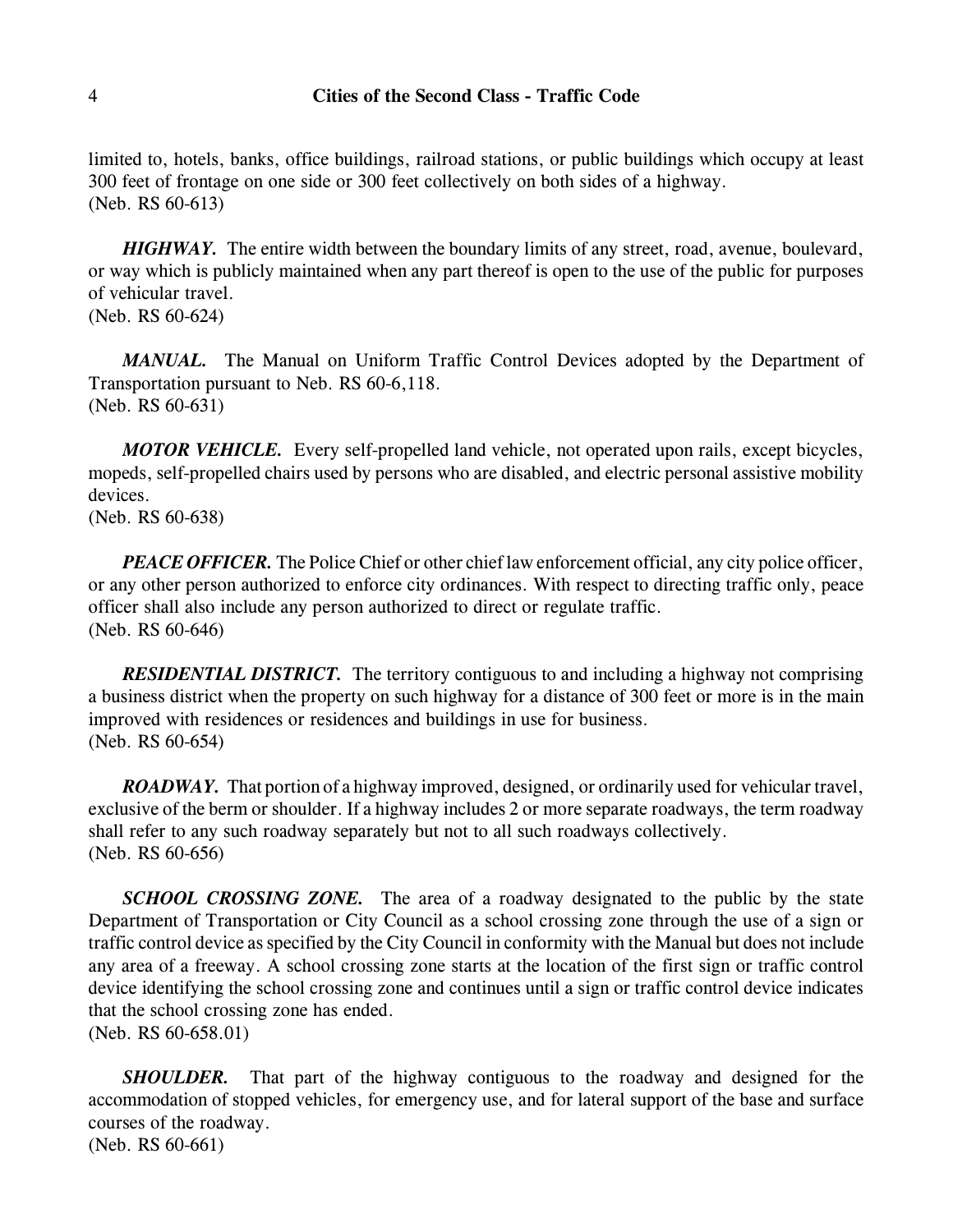limited to, hotels, banks, office buildings, railroad stations, or public buildings which occupy at least 300 feet of frontage on one side or 300 feet collectively on both sides of a highway.
(Neb. RS 60-613)

***HIGHWAY.*** The entire width between the boundary limits of any street, road, avenue, boulevard, or way which is publicly maintained when any part thereof is open to the use of the public for purposes of vehicular travel.
(Neb. RS 60-624)

***MANUAL.*** The Manual on Uniform Traffic Control Devices adopted by the Department of Transportation pursuant to Neb. RS 60-6,118.
(Neb. RS 60-631)

***MOTOR VEHICLE.*** Every self-propelled land vehicle, not operated upon rails, except bicycles, mopeds, self-propelled chairs used by persons who are disabled, and electric personal assistive mobility devices.
(Neb. RS 60-638)

***PEACE OFFICER.*** The Police Chief or other chief law enforcement official, any city police officer, or any other person authorized to enforce city ordinances. With respect to directing traffic only, peace officer shall also include any person authorized to direct or regulate traffic.
(Neb. RS 60-646)

***RESIDENTIAL DISTRICT.*** The territory contiguous to and including a highway not comprising a business district when the property on such highway for a distance of 300 feet or more is in the main improved with residences or residences and buildings in use for business.
(Neb. RS 60-654)

***ROADWAY.*** That portion of a highway improved, designed, or ordinarily used for vehicular travel, exclusive of the berm or shoulder. If a highway includes 2 or more separate roadways, the term roadway shall refer to any such roadway separately but not to all such roadways collectively.
(Neb. RS 60-656)

***SCHOOL CROSSING ZONE.*** The area of a roadway designated to the public by the state Department of Transportation or City Council as a school crossing zone through the use of a sign or traffic control device as specified by the City Council in conformity with the Manual but does not include any area of a freeway. A school crossing zone starts at the location of the first sign or traffic control device identifying the school crossing zone and continues until a sign or traffic control device indicates that the school crossing zone has ended.
(Neb. RS 60-658.01)

***SHOULDER.*** That part of the highway contiguous to the roadway and designed for the accommodation of stopped vehicles, for emergency use, and for lateral support of the base and surface courses of the roadway.
(Neb. RS 60-661)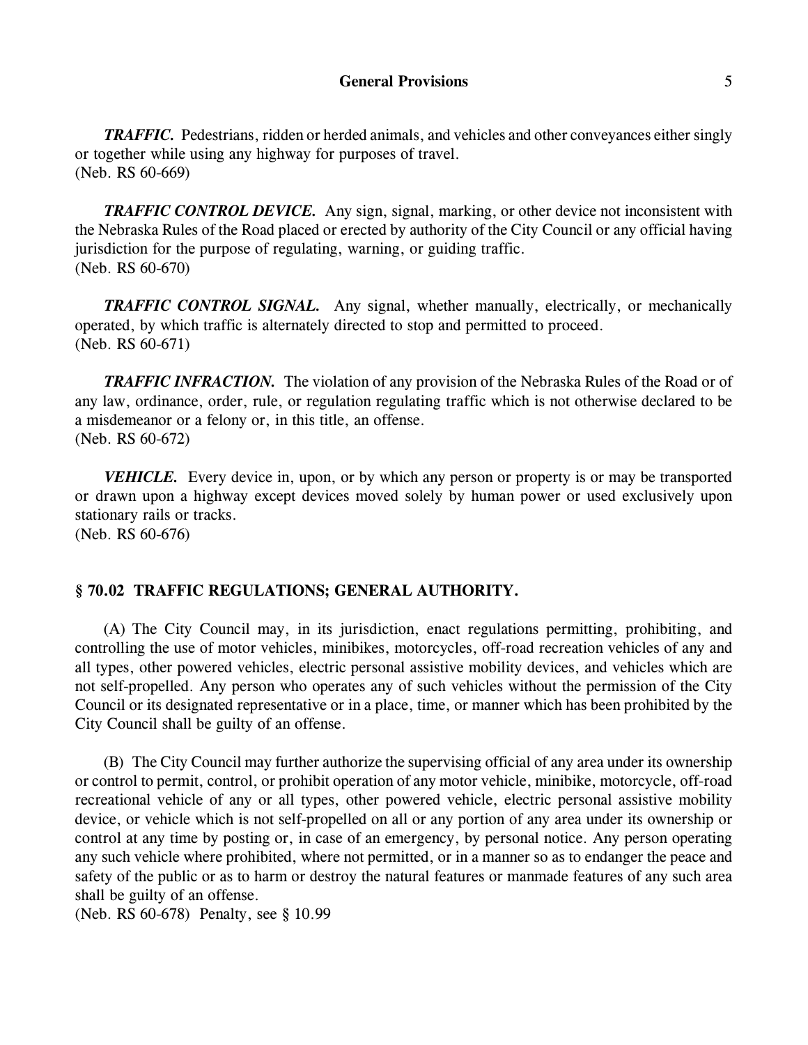***TRAFFIC.*** Pedestrians, ridden or herded animals, and vehicles and other conveyances either singly or together while using any highway for purposes of travel.
(Neb. RS 60-669)

***TRAFFIC CONTROL DEVICE.*** Any sign, signal, marking, or other device not inconsistent with the Nebraska Rules of the Road placed or erected by authority of the City Council or any official having jurisdiction for the purpose of regulating, warning, or guiding traffic.
(Neb. RS 60-670)

***TRAFFIC CONTROL SIGNAL.*** Any signal, whether manually, electrically, or mechanically operated, by which traffic is alternately directed to stop and permitted to proceed.
(Neb. RS 60-671)

***TRAFFIC INFRACTION.*** The violation of any provision of the Nebraska Rules of the Road or of any law, ordinance, order, rule, or regulation regulating traffic which is not otherwise declared to be a misdemeanor or a felony or, in this title, an offense.
(Neb. RS 60-672)

***VEHICLE.*** Every device in, upon, or by which any person or property is or may be transported or drawn upon a highway except devices moved solely by human power or used exclusively upon stationary rails or tracks.
(Neb. RS 60-676)

## § 70.02 TRAFFIC REGULATIONS; GENERAL AUTHORITY.

(A) The City Council may, in its jurisdiction, enact regulations permitting, prohibiting, and controlling the use of motor vehicles, minibikes, motorcycles, off-road recreation vehicles of any and all types, other powered vehicles, electric personal assistive mobility devices, and vehicles which are not self-propelled. Any person who operates any of such vehicles without the permission of the City Council or its designated representative or in a place, time, or manner which has been prohibited by the City Council shall be guilty of an offense.

(B) The City Council may further authorize the supervising official of any area under its ownership or control to permit, control, or prohibit operation of any motor vehicle, minibike, motorcycle, off-road recreational vehicle of any or all types, other powered vehicle, electric personal assistive mobility device, or vehicle which is not self-propelled on all or any portion of any area under its ownership or control at any time by posting or, in case of an emergency, by personal notice. Any person operating any such vehicle where prohibited, where not permitted, or in a manner so as to endanger the peace and safety of the public or as to harm or destroy the natural features or manmade features of any such area shall be guilty of an offense.
(Neb. RS 60-678) Penalty, see § 10.99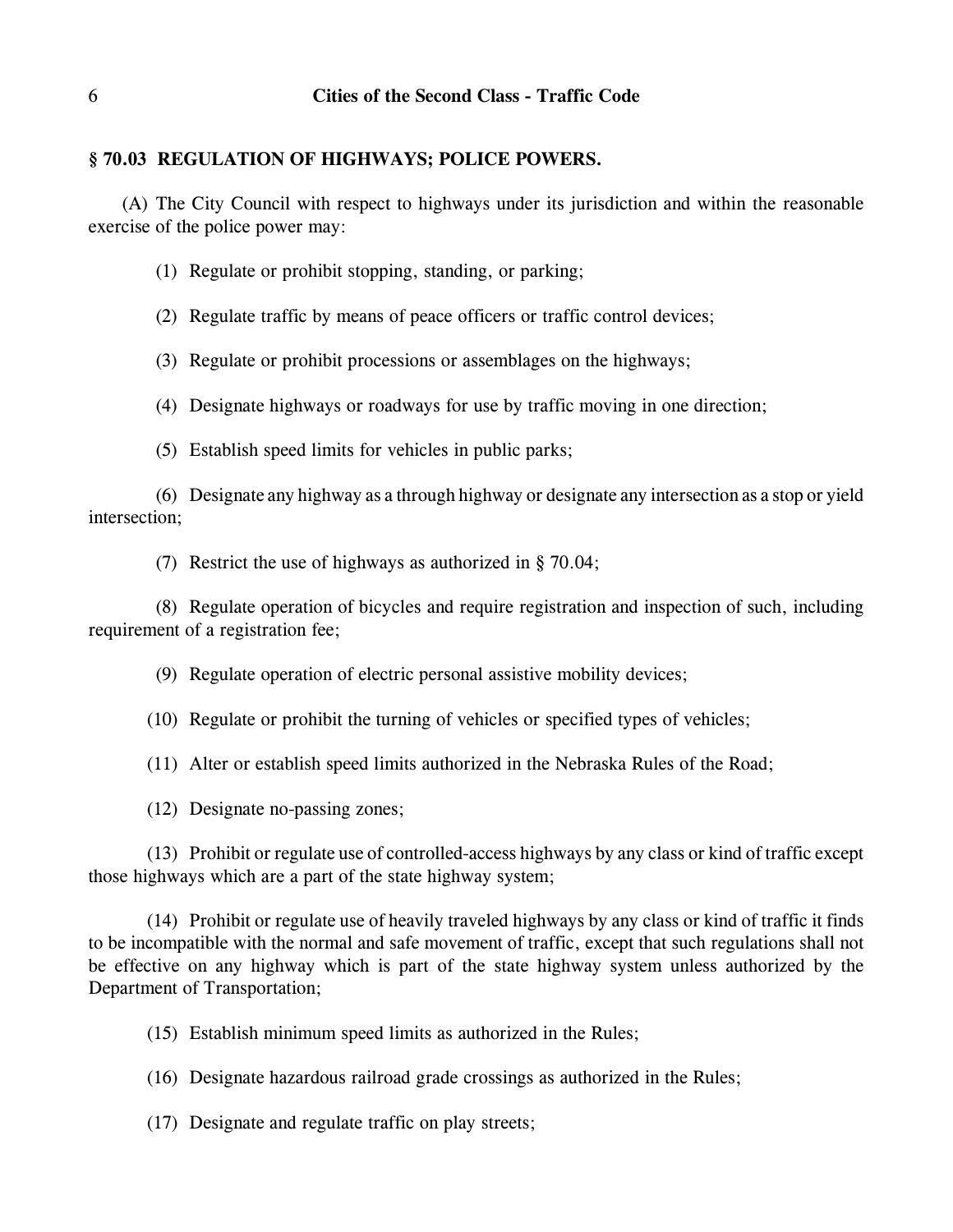## § 70.03 REGULATION OF HIGHWAYS; POLICE POWERS.

(A) The City Council with respect to highways under its jurisdiction and within the reasonable exercise of the police power may:

(1) Regulate or prohibit stopping, standing, or parking;

(2) Regulate traffic by means of peace officers or traffic control devices;

(3) Regulate or prohibit processions or assemblages on the highways;

(4) Designate highways or roadways for use by traffic moving in one direction;

(5) Establish speed limits for vehicles in public parks;

(6) Designate any highway as a through highway or designate any intersection as a stop or yield intersection;

(7) Restrict the use of highways as authorized in § 70.04;

(8) Regulate operation of bicycles and require registration and inspection of such, including requirement of a registration fee;

(9) Regulate operation of electric personal assistive mobility devices;

(10) Regulate or prohibit the turning of vehicles or specified types of vehicles;

(11) Alter or establish speed limits authorized in the Nebraska Rules of the Road;

(12) Designate no-passing zones;

(13) Prohibit or regulate use of controlled-access highways by any class or kind of traffic except those highways which are a part of the state highway system;

(14) Prohibit or regulate use of heavily traveled highways by any class or kind of traffic it finds to be incompatible with the normal and safe movement of traffic, except that such regulations shall not be effective on any highway which is part of the state highway system unless authorized by the Department of Transportation;

(15) Establish minimum speed limits as authorized in the Rules;

(16) Designate hazardous railroad grade crossings as authorized in the Rules;

(17) Designate and regulate traffic on play streets;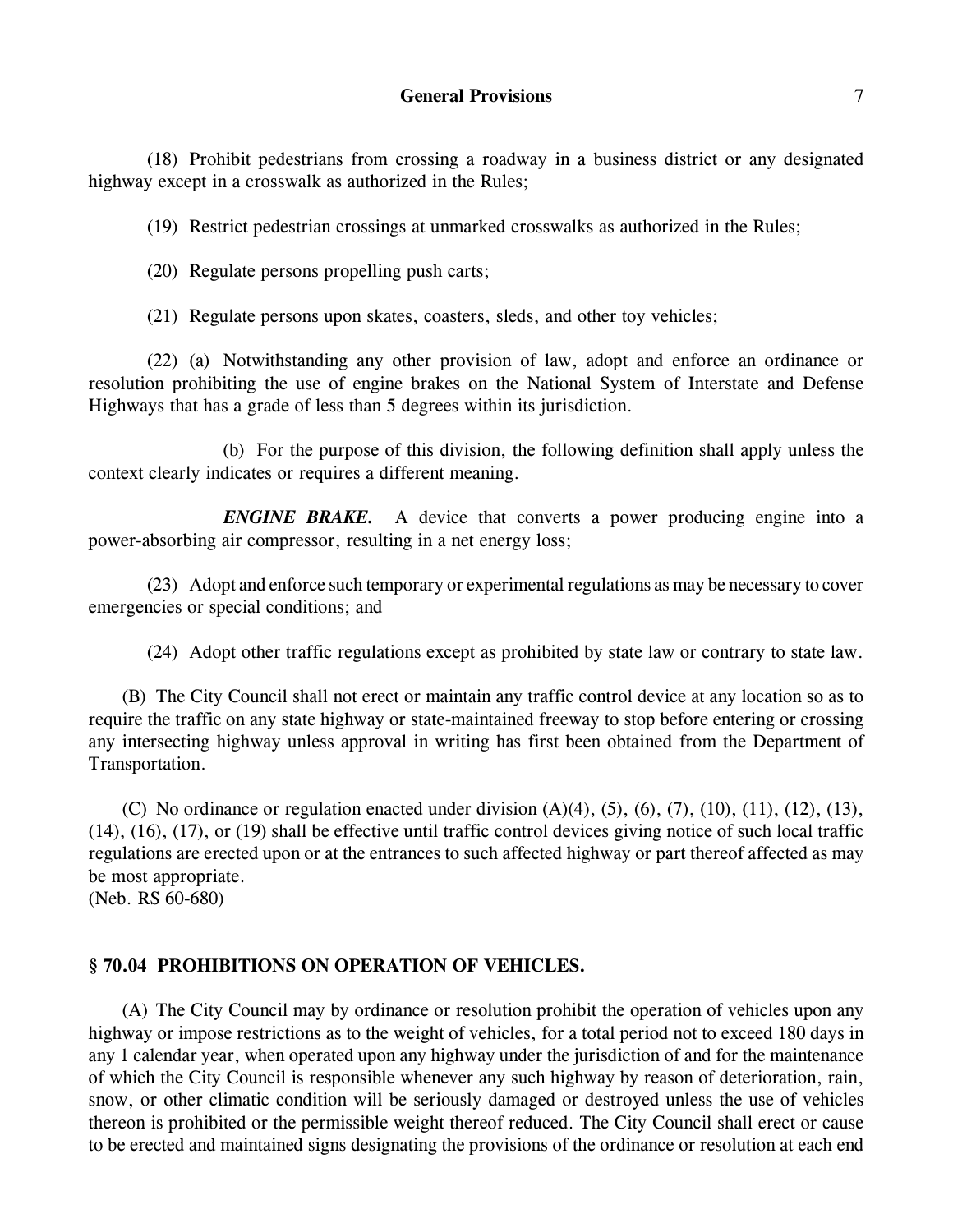(18) Prohibit pedestrians from crossing a roadway in a business district or any designated highway except in a crosswalk as authorized in the Rules;

(19) Restrict pedestrian crossings at unmarked crosswalks as authorized in the Rules;

(20) Regulate persons propelling push carts;

(21) Regulate persons upon skates, coasters, sleds, and other toy vehicles;

(22) (a) Notwithstanding any other provision of law, adopt and enforce an ordinance or resolution prohibiting the use of engine brakes on the National System of Interstate and Defense Highways that has a grade of less than 5 degrees within its jurisdiction.

(b) For the purpose of this division, the following definition shall apply unless the context clearly indicates or requires a different meaning.

***ENGINE BRAKE.*** A device that converts a power producing engine into a power-absorbing air compressor, resulting in a net energy loss;

(23) Adopt and enforce such temporary or experimental regulations as may be necessary to cover emergencies or special conditions; and

(24) Adopt other traffic regulations except as prohibited by state law or contrary to state law.

(B) The City Council shall not erect or maintain any traffic control device at any location so as to require the traffic on any state highway or state-maintained freeway to stop before entering or crossing any intersecting highway unless approval in writing has first been obtained from the Department of Transportation.

(C) No ordinance or regulation enacted under division (A)(4), (5), (6), (7), (10), (11), (12), (13), (14), (16), (17), or (19) shall be effective until traffic control devices giving notice of such local traffic regulations are erected upon or at the entrances to such affected highway or part thereof affected as may be most appropriate.
(Neb. RS 60-680)

## § 70.04 PROHIBITIONS ON OPERATION OF VEHICLES.

(A) The City Council may by ordinance or resolution prohibit the operation of vehicles upon any highway or impose restrictions as to the weight of vehicles, for a total period not to exceed 180 days in any 1 calendar year, when operated upon any highway under the jurisdiction of and for the maintenance of which the City Council is responsible whenever any such highway by reason of deterioration, rain, snow, or other climatic condition will be seriously damaged or destroyed unless the use of vehicles thereon is prohibited or the permissible weight thereof reduced. The City Council shall erect or cause to be erected and maintained signs designating the provisions of the ordinance or resolution at each end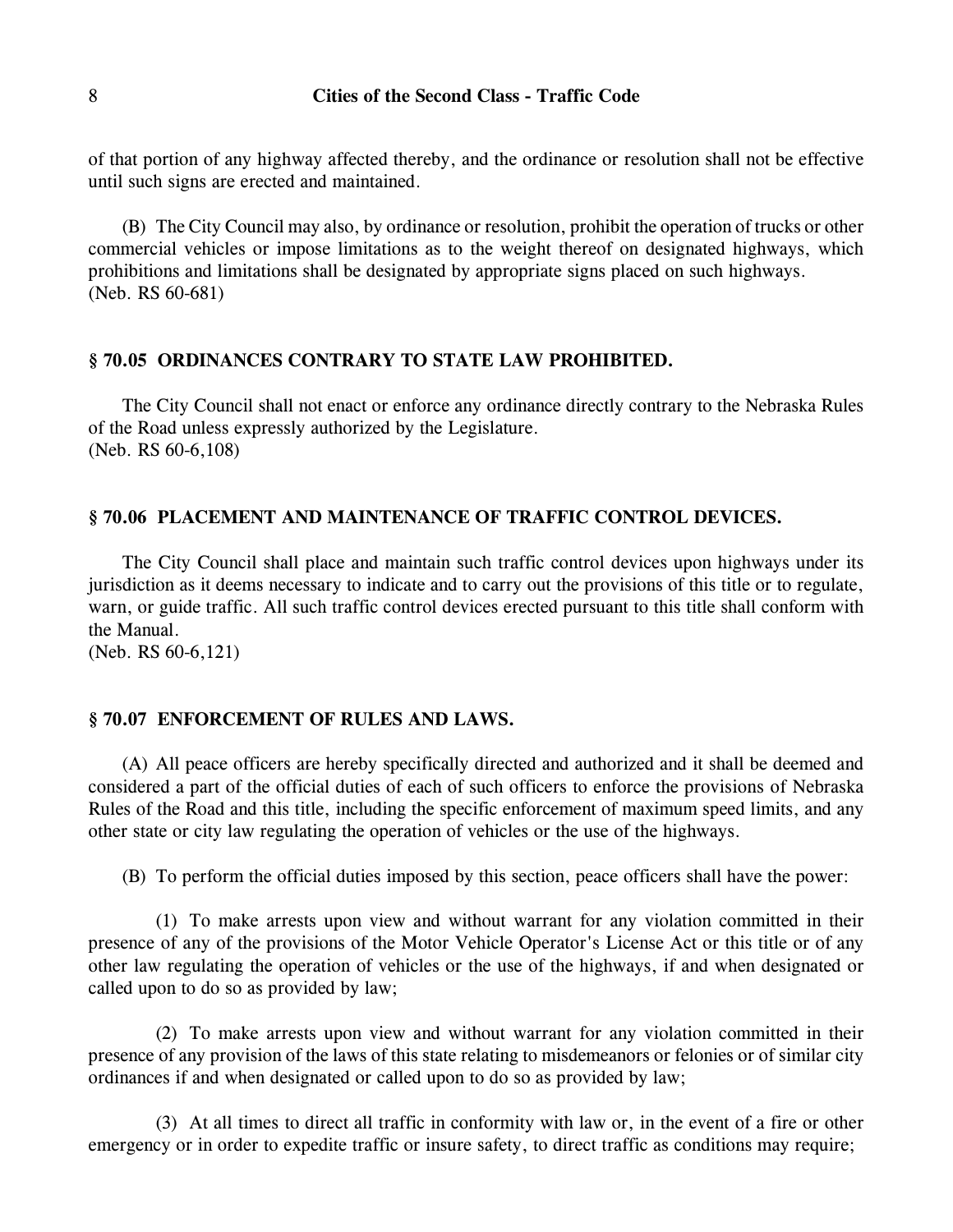of that portion of any highway affected thereby, and the ordinance or resolution shall not be effective until such signs are erected and maintained.

(B) The City Council may also, by ordinance or resolution, prohibit the operation of trucks or other commercial vehicles or impose limitations as to the weight thereof on designated highways, which prohibitions and limitations shall be designated by appropriate signs placed on such highways.
(Neb. RS 60-681)

## § 70.05 ORDINANCES CONTRARY TO STATE LAW PROHIBITED.

The City Council shall not enact or enforce any ordinance directly contrary to the Nebraska Rules of the Road unless expressly authorized by the Legislature.
(Neb. RS 60-6,108)

## § 70.06 PLACEMENT AND MAINTENANCE OF TRAFFIC CONTROL DEVICES.

The City Council shall place and maintain such traffic control devices upon highways under its jurisdiction as it deems necessary to indicate and to carry out the provisions of this title or to regulate, warn, or guide traffic. All such traffic control devices erected pursuant to this title shall conform with the Manual.
(Neb. RS 60-6,121)

## § 70.07 ENFORCEMENT OF RULES AND LAWS.

(A) All peace officers are hereby specifically directed and authorized and it shall be deemed and considered a part of the official duties of each of such officers to enforce the provisions of Nebraska Rules of the Road and this title, including the specific enforcement of maximum speed limits, and any other state or city law regulating the operation of vehicles or the use of the highways.

(B) To perform the official duties imposed by this section, peace officers shall have the power:

(1) To make arrests upon view and without warrant for any violation committed in their presence of any of the provisions of the Motor Vehicle Operator's License Act or this title or of any other law regulating the operation of vehicles or the use of the highways, if and when designated or called upon to do so as provided by law;

(2) To make arrests upon view and without warrant for any violation committed in their presence of any provision of the laws of this state relating to misdemeanors or felonies or of similar city ordinances if and when designated or called upon to do so as provided by law;

(3) At all times to direct all traffic in conformity with law or, in the event of a fire or other emergency or in order to expedite traffic or insure safety, to direct traffic as conditions may require;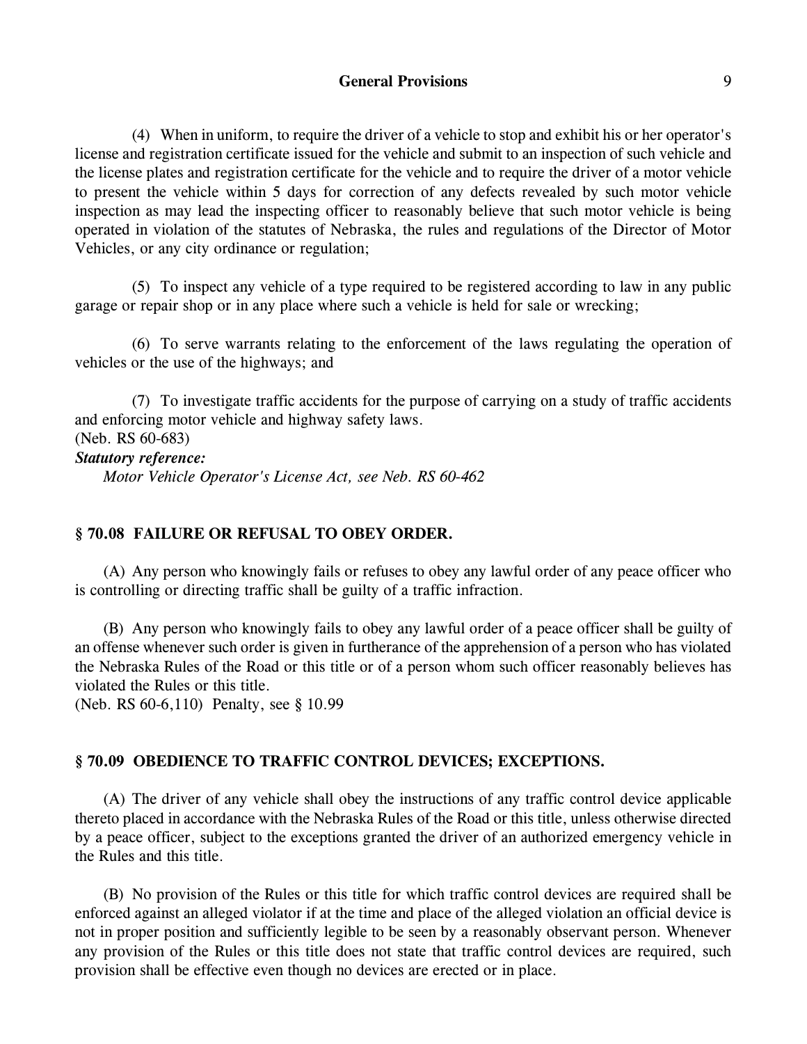(4) When in uniform, to require the driver of a vehicle to stop and exhibit his or her operator's license and registration certificate issued for the vehicle and submit to an inspection of such vehicle and the license plates and registration certificate for the vehicle and to require the driver of a motor vehicle to present the vehicle within 5 days for correction of any defects revealed by such motor vehicle inspection as may lead the inspecting officer to reasonably believe that such motor vehicle is being operated in violation of the statutes of Nebraska, the rules and regulations of the Director of Motor Vehicles, or any city ordinance or regulation;

(5) To inspect any vehicle of a type required to be registered according to law in any public garage or repair shop or in any place where such a vehicle is held for sale or wrecking;

(6) To serve warrants relating to the enforcement of the laws regulating the operation of vehicles or the use of the highways; and

(7) To investigate traffic accidents for the purpose of carrying on a study of traffic accidents and enforcing motor vehicle and highway safety laws.

(Neb. RS 60-683)

***Statutory reference:***

*Motor Vehicle Operator's License Act, see Neb. RS 60-462*

### § 70.08 FAILURE OR REFUSAL TO OBEY ORDER.

(A) Any person who knowingly fails or refuses to obey any lawful order of any peace officer who is controlling or directing traffic shall be guilty of a traffic infraction.

(B) Any person who knowingly fails to obey any lawful order of a peace officer shall be guilty of an offense whenever such order is given in furtherance of the apprehension of a person who has violated the Nebraska Rules of the Road or this title or of a person whom such officer reasonably believes has violated the Rules or this title.

(Neb. RS 60-6,110) Penalty, see § 10.99

### § 70.09 OBEDIENCE TO TRAFFIC CONTROL DEVICES; EXCEPTIONS.

(A) The driver of any vehicle shall obey the instructions of any traffic control device applicable thereto placed in accordance with the Nebraska Rules of the Road or this title, unless otherwise directed by a peace officer, subject to the exceptions granted the driver of an authorized emergency vehicle in the Rules and this title.

(B) No provision of the Rules or this title for which traffic control devices are required shall be enforced against an alleged violator if at the time and place of the alleged violation an official device is not in proper position and sufficiently legible to be seen by a reasonably observant person. Whenever any provision of the Rules or this title does not state that traffic control devices are required, such provision shall be effective even though no devices are erected or in place.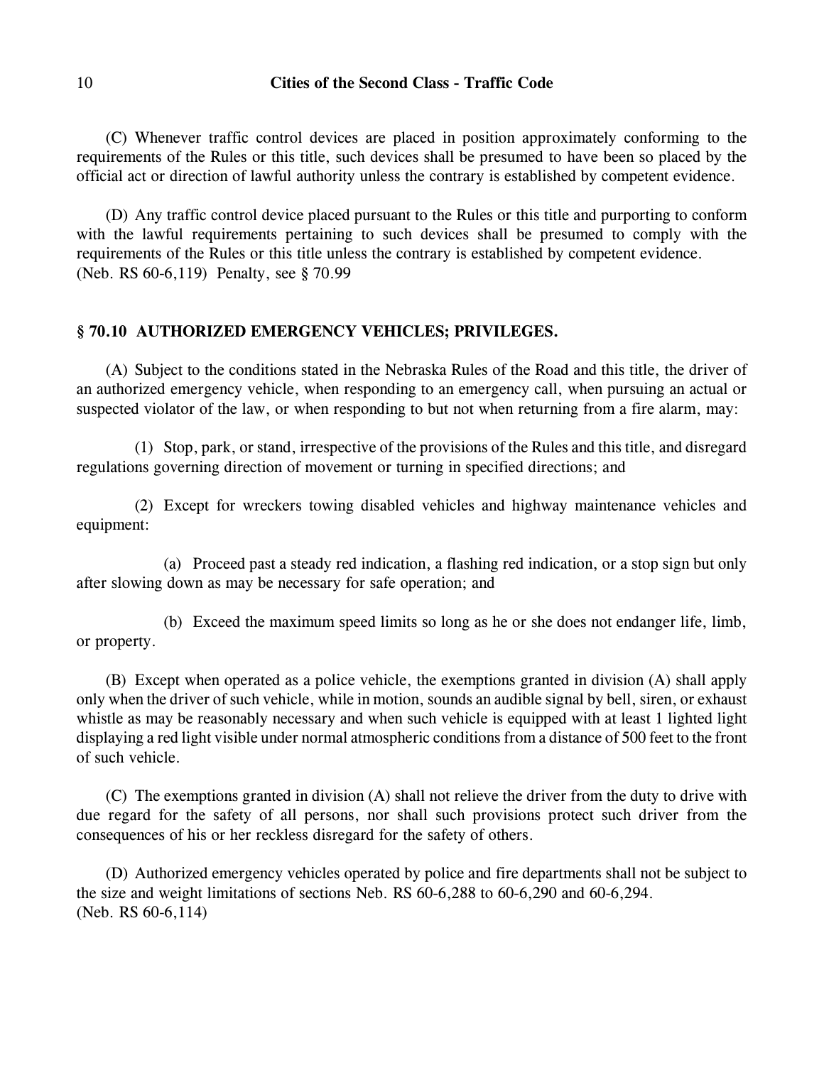(C) Whenever traffic control devices are placed in position approximately conforming to the requirements of the Rules or this title, such devices shall be presumed to have been so placed by the official act or direction of lawful authority unless the contrary is established by competent evidence.

(D) Any traffic control device placed pursuant to the Rules or this title and purporting to conform with the lawful requirements pertaining to such devices shall be presumed to comply with the requirements of the Rules or this title unless the contrary is established by competent evidence.
(Neb. RS 60-6,119) Penalty, see § 70.99

## § 70.10 AUTHORIZED EMERGENCY VEHICLES; PRIVILEGES.

(A) Subject to the conditions stated in the Nebraska Rules of the Road and this title, the driver of an authorized emergency vehicle, when responding to an emergency call, when pursuing an actual or suspected violator of the law, or when responding to but not when returning from a fire alarm, may:

(1) Stop, park, or stand, irrespective of the provisions of the Rules and this title, and disregard regulations governing direction of movement or turning in specified directions; and

(2) Except for wreckers towing disabled vehicles and highway maintenance vehicles and equipment:

(a) Proceed past a steady red indication, a flashing red indication, or a stop sign but only after slowing down as may be necessary for safe operation; and

(b) Exceed the maximum speed limits so long as he or she does not endanger life, limb, or property.

(B) Except when operated as a police vehicle, the exemptions granted in division (A) shall apply only when the driver of such vehicle, while in motion, sounds an audible signal by bell, siren, or exhaust whistle as may be reasonably necessary and when such vehicle is equipped with at least 1 lighted light displaying a red light visible under normal atmospheric conditions from a distance of 500 feet to the front of such vehicle.

(C) The exemptions granted in division (A) shall not relieve the driver from the duty to drive with due regard for the safety of all persons, nor shall such provisions protect such driver from the consequences of his or her reckless disregard for the safety of others.

(D) Authorized emergency vehicles operated by police and fire departments shall not be subject to the size and weight limitations of sections Neb. RS 60-6,288 to 60-6,290 and 60-6,294.
(Neb. RS 60-6,114)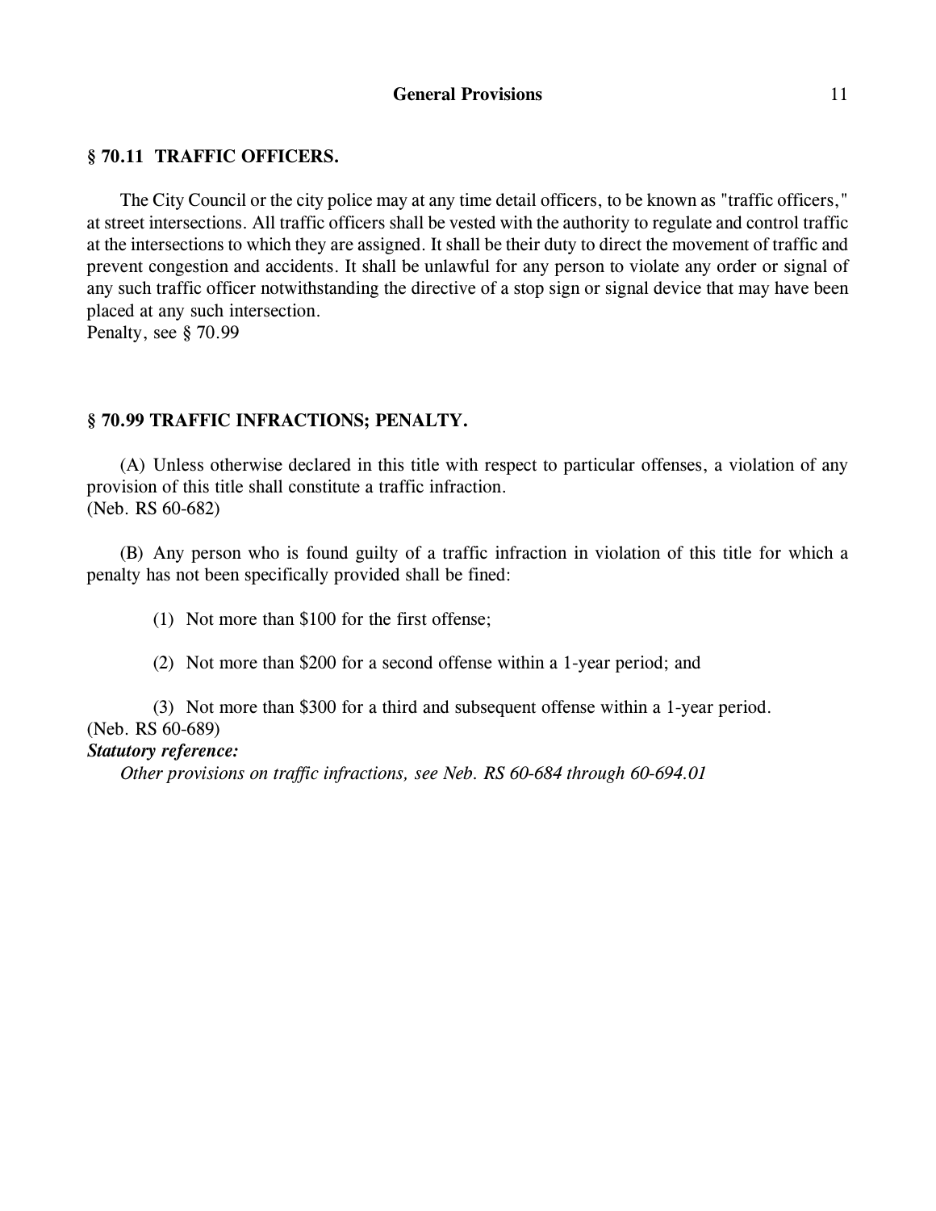## § 70.11 TRAFFIC OFFICERS.

The City Council or the city police may at any time detail officers, to be known as "traffic officers," at street intersections. All traffic officers shall be vested with the authority to regulate and control traffic at the intersections to which they are assigned. It shall be their duty to direct the movement of traffic and prevent congestion and accidents. It shall be unlawful for any person to violate any order or signal of any such traffic officer notwithstanding the directive of a stop sign or signal device that may have been placed at any such intersection.
Penalty, see § 70.99

## § 70.99 TRAFFIC INFRACTIONS; PENALTY.

(A) Unless otherwise declared in this title with respect to particular offenses, a violation of any provision of this title shall constitute a traffic infraction.
(Neb. RS 60-682)

(B) Any person who is found guilty of a traffic infraction in violation of this title for which a penalty has not been specifically provided shall be fined:

(1) Not more than $100 for the first offense;

(2) Not more than $200 for a second offense within a 1-year period; and

(3) Not more than $300 for a third and subsequent offense within a 1-year period.
(Neb. RS 60-689)

***Statutory reference:***

*Other provisions on traffic infractions, see Neb. RS 60-684 through 60-694.01*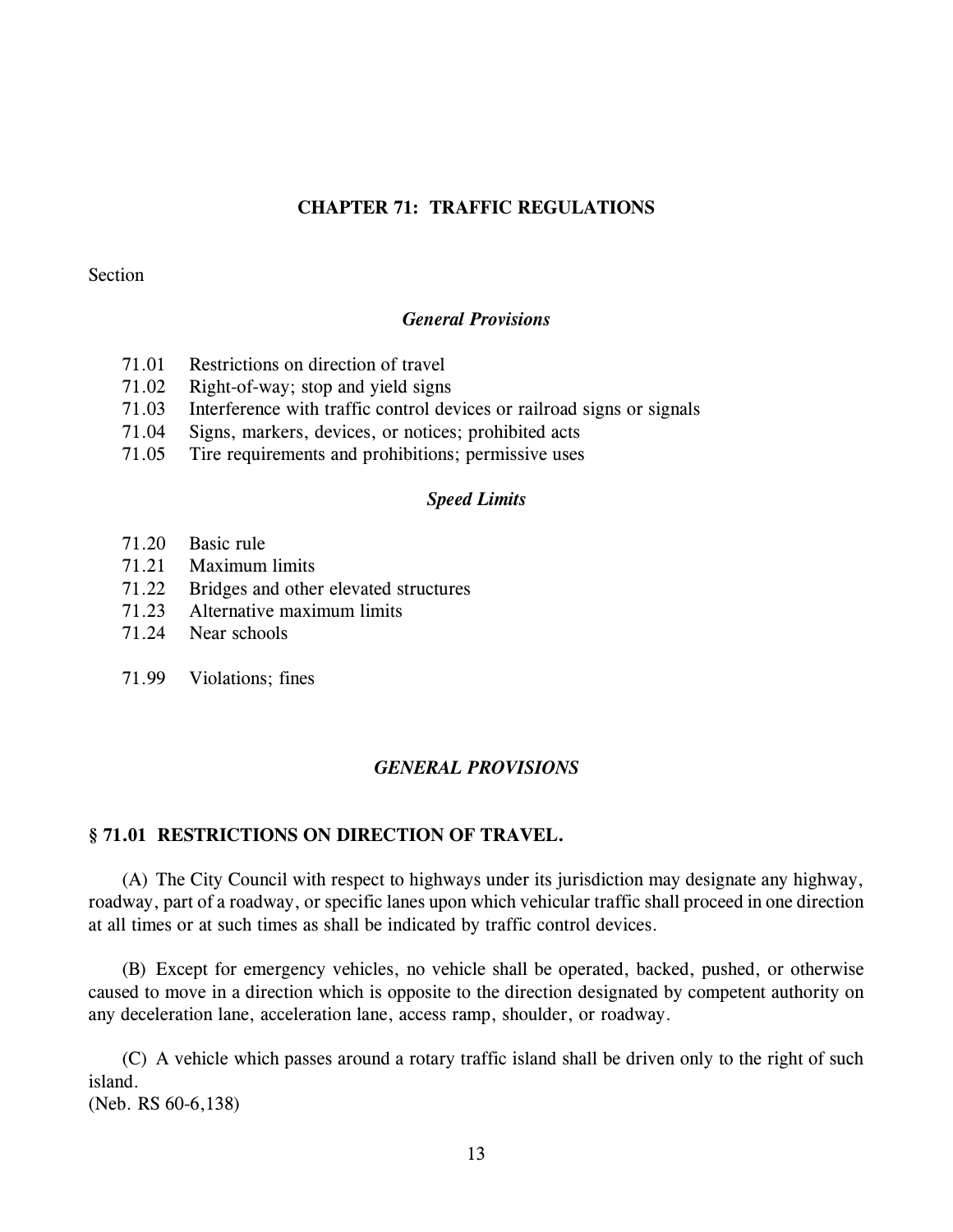# CHAPTER 71: TRAFFIC REGULATIONS

Section

*General Provisions*

71.01 Restrictions on direction of travel
71.02 Right-of-way; stop and yield signs
71.03 Interference with traffic control devices or railroad signs or signals
71.04 Signs, markers, devices, or notices; prohibited acts
71.05 Tire requirements and prohibitions; permissive uses

*Speed Limits*

71.20 Basic rule
71.21 Maximum limits
71.22 Bridges and other elevated structures
71.23 Alternative maximum limits
71.24 Near schools

71.99 Violations; fines

## *GENERAL PROVISIONS*

### § 71.01 RESTRICTIONS ON DIRECTION OF TRAVEL.

(A) The City Council with respect to highways under its jurisdiction may designate any highway, roadway, part of a roadway, or specific lanes upon which vehicular traffic shall proceed in one direction at all times or at such times as shall be indicated by traffic control devices.

(B) Except for emergency vehicles, no vehicle shall be operated, backed, pushed, or otherwise caused to move in a direction which is opposite to the direction designated by competent authority on any deceleration lane, acceleration lane, access ramp, shoulder, or roadway.

(C) A vehicle which passes around a rotary traffic island shall be driven only to the right of such island.
(Neb. RS 60-6,138)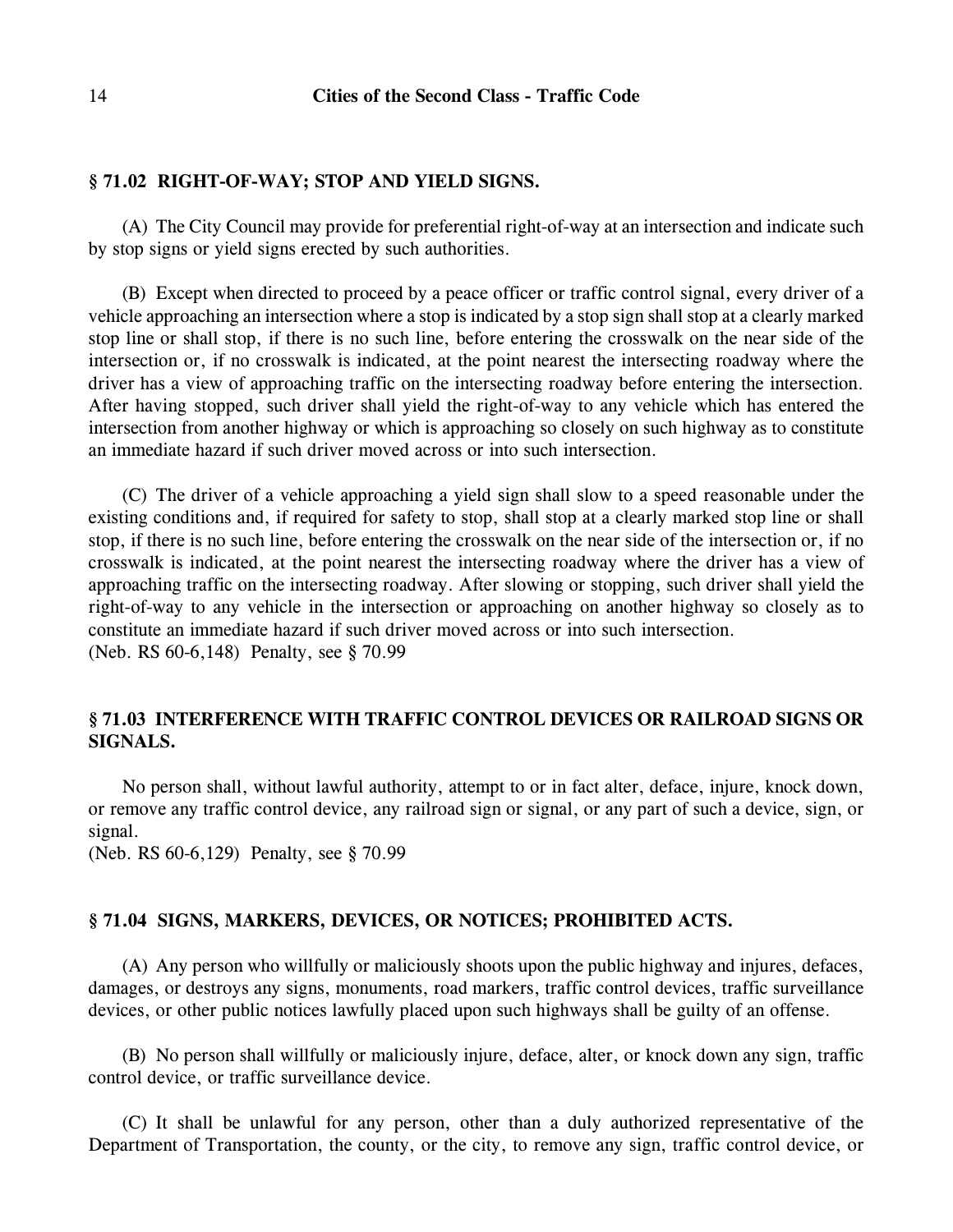## § 71.02 RIGHT-OF-WAY; STOP AND YIELD SIGNS.

(A) The City Council may provide for preferential right-of-way at an intersection and indicate such by stop signs or yield signs erected by such authorities.

(B) Except when directed to proceed by a peace officer or traffic control signal, every driver of a vehicle approaching an intersection where a stop is indicated by a stop sign shall stop at a clearly marked stop line or shall stop, if there is no such line, before entering the crosswalk on the near side of the intersection or, if no crosswalk is indicated, at the point nearest the intersecting roadway where the driver has a view of approaching traffic on the intersecting roadway before entering the intersection. After having stopped, such driver shall yield the right-of-way to any vehicle which has entered the intersection from another highway or which is approaching so closely on such highway as to constitute an immediate hazard if such driver moved across or into such intersection.

(C) The driver of a vehicle approaching a yield sign shall slow to a speed reasonable under the existing conditions and, if required for safety to stop, shall stop at a clearly marked stop line or shall stop, if there is no such line, before entering the crosswalk on the near side of the intersection or, if no crosswalk is indicated, at the point nearest the intersecting roadway where the driver has a view of approaching traffic on the intersecting roadway. After slowing or stopping, such driver shall yield the right-of-way to any vehicle in the intersection or approaching on another highway so closely as to constitute an immediate hazard if such driver moved across or into such intersection.
(Neb. RS 60-6,148) Penalty, see § 70.99

## § 71.03 INTERFERENCE WITH TRAFFIC CONTROL DEVICES OR RAILROAD SIGNS OR SIGNALS.

No person shall, without lawful authority, attempt to or in fact alter, deface, injure, knock down, or remove any traffic control device, any railroad sign or signal, or any part of such a device, sign, or signal.
(Neb. RS 60-6,129) Penalty, see § 70.99

## § 71.04 SIGNS, MARKERS, DEVICES, OR NOTICES; PROHIBITED ACTS.

(A) Any person who willfully or maliciously shoots upon the public highway and injures, defaces, damages, or destroys any signs, monuments, road markers, traffic control devices, traffic surveillance devices, or other public notices lawfully placed upon such highways shall be guilty of an offense.

(B) No person shall willfully or maliciously injure, deface, alter, or knock down any sign, traffic control device, or traffic surveillance device.

(C) It shall be unlawful for any person, other than a duly authorized representative of the Department of Transportation, the county, or the city, to remove any sign, traffic control device, or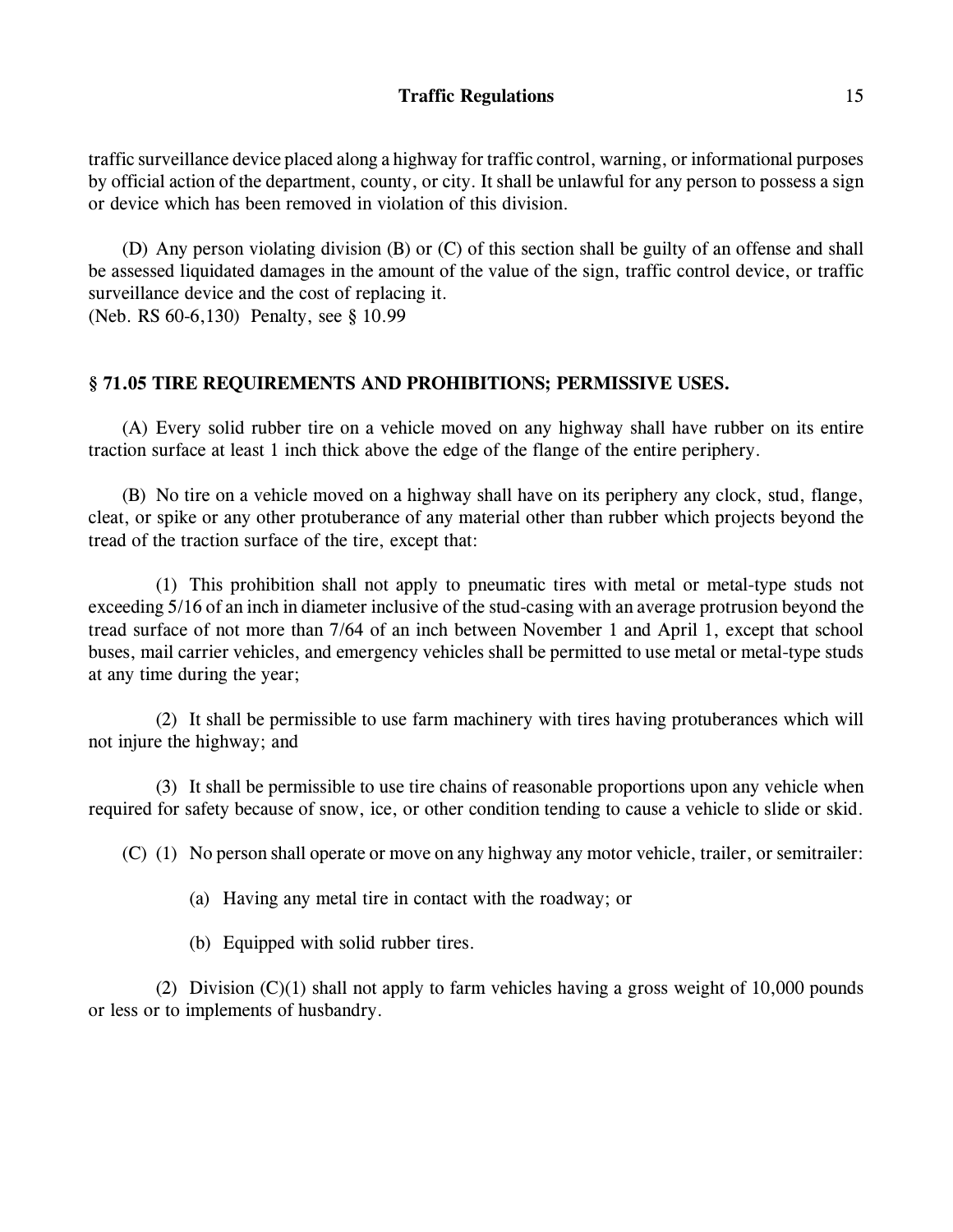traffic surveillance device placed along a highway for traffic control, warning, or informational purposes by official action of the department, county, or city. It shall be unlawful for any person to possess a sign or device which has been removed in violation of this division.

(D) Any person violating division (B) or (C) of this section shall be guilty of an offense and shall be assessed liquidated damages in the amount of the value of the sign, traffic control device, or traffic surveillance device and the cost of replacing it.
(Neb. RS 60-6,130) Penalty, see § 10.99

## § 71.05 TIRE REQUIREMENTS AND PROHIBITIONS; PERMISSIVE USES.

(A) Every solid rubber tire on a vehicle moved on any highway shall have rubber on its entire traction surface at least 1 inch thick above the edge of the flange of the entire periphery.

(B) No tire on a vehicle moved on a highway shall have on its periphery any clock, stud, flange, cleat, or spike or any other protuberance of any material other than rubber which projects beyond the tread of the traction surface of the tire, except that:

(1) This prohibition shall not apply to pneumatic tires with metal or metal-type studs not exceeding 5/16 of an inch in diameter inclusive of the stud-casing with an average protrusion beyond the tread surface of not more than 7/64 of an inch between November 1 and April 1, except that school buses, mail carrier vehicles, and emergency vehicles shall be permitted to use metal or metal-type studs at any time during the year;

(2) It shall be permissible to use farm machinery with tires having protuberances which will not injure the highway; and

(3) It shall be permissible to use tire chains of reasonable proportions upon any vehicle when required for safety because of snow, ice, or other condition tending to cause a vehicle to slide or skid.

(C) (1) No person shall operate or move on any highway any motor vehicle, trailer, or semitrailer:

(a) Having any metal tire in contact with the roadway; or

(b) Equipped with solid rubber tires.

(2) Division (C)(1) shall not apply to farm vehicles having a gross weight of 10,000 pounds or less or to implements of husbandry.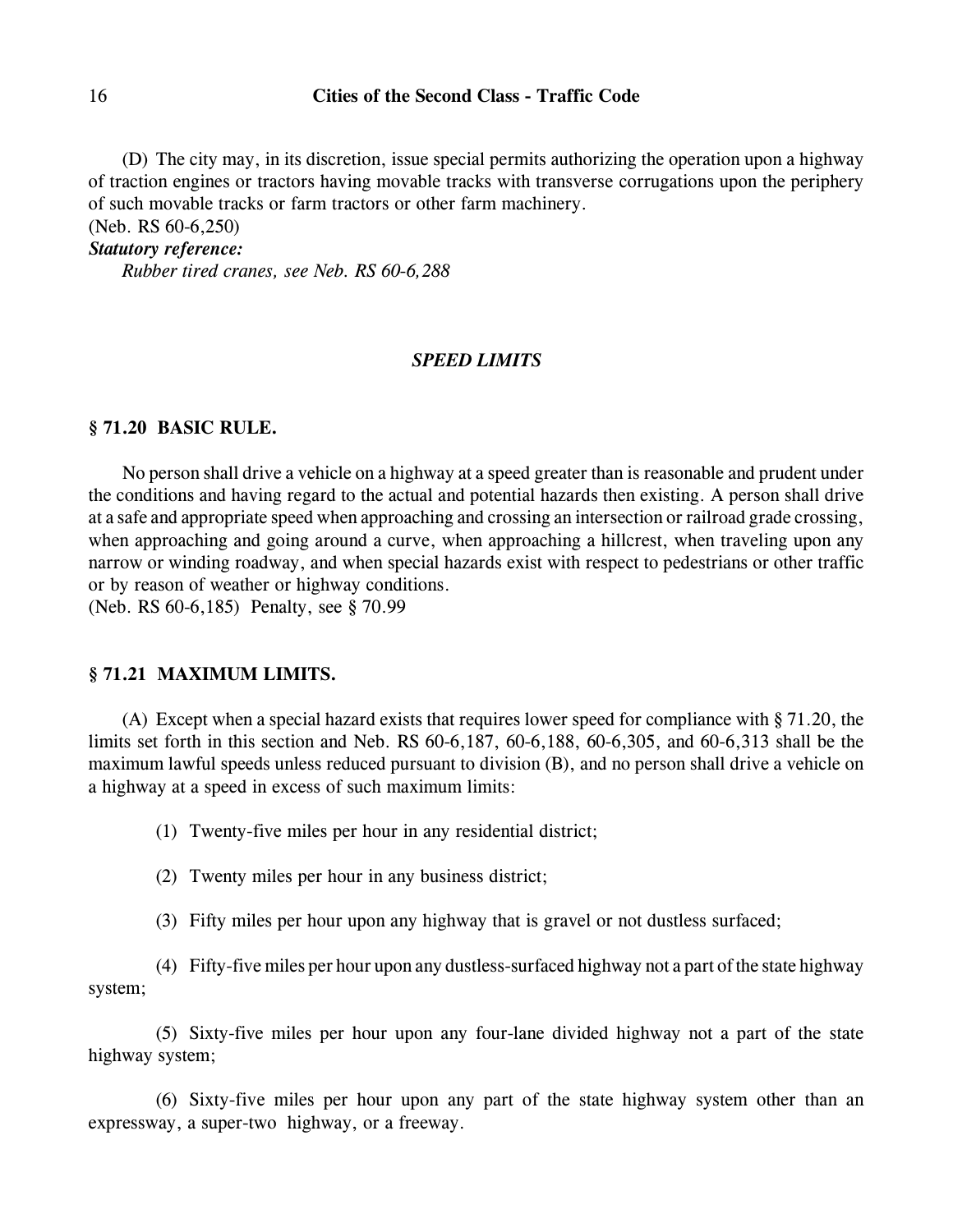(D) The city may, in its discretion, issue special permits authorizing the operation upon a highway of traction engines or tractors having movable tracks with transverse corrugations upon the periphery of such movable tracks or farm tractors or other farm machinery.
(Neb. RS 60-6,250)

***Statutory reference:***

*Rubber tired cranes, see Neb. RS 60-6,288*

## *SPEED LIMITS*

### § 71.20 BASIC RULE.

No person shall drive a vehicle on a highway at a speed greater than is reasonable and prudent under the conditions and having regard to the actual and potential hazards then existing. A person shall drive at a safe and appropriate speed when approaching and crossing an intersection or railroad grade crossing, when approaching and going around a curve, when approaching a hillcrest, when traveling upon any narrow or winding roadway, and when special hazards exist with respect to pedestrians or other traffic or by reason of weather or highway conditions.
(Neb. RS 60-6,185) Penalty, see § 70.99

### § 71.21 MAXIMUM LIMITS.

(A) Except when a special hazard exists that requires lower speed for compliance with § 71.20, the limits set forth in this section and Neb. RS 60-6,187, 60-6,188, 60-6,305, and 60-6,313 shall be the maximum lawful speeds unless reduced pursuant to division (B), and no person shall drive a vehicle on a highway at a speed in excess of such maximum limits:

(1) Twenty-five miles per hour in any residential district;

(2) Twenty miles per hour in any business district;

(3) Fifty miles per hour upon any highway that is gravel or not dustless surfaced;

(4) Fifty-five miles per hour upon any dustless-surfaced highway not a part of the state highway system;

(5) Sixty-five miles per hour upon any four-lane divided highway not a part of the state highway system;

(6) Sixty-five miles per hour upon any part of the state highway system other than an expressway, a super-two highway, or a freeway.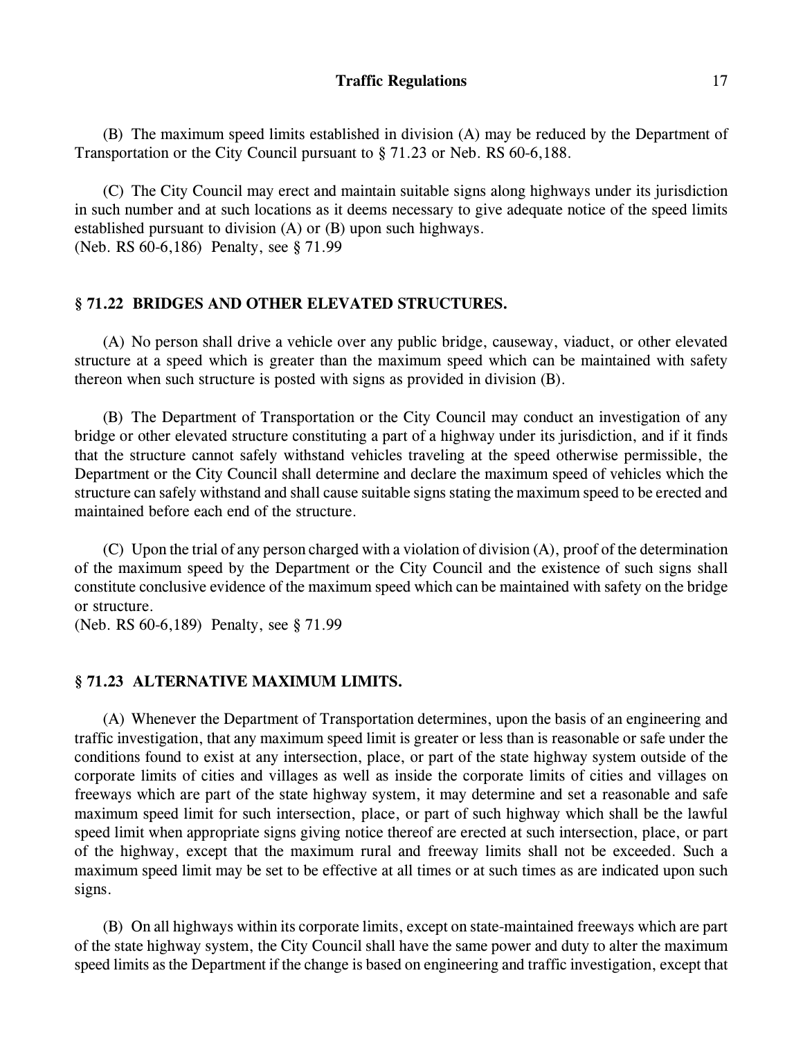(B) The maximum speed limits established in division (A) may be reduced by the Department of Transportation or the City Council pursuant to § 71.23 or Neb. RS 60-6,188.

(C) The City Council may erect and maintain suitable signs along highways under its jurisdiction in such number and at such locations as it deems necessary to give adequate notice of the speed limits established pursuant to division (A) or (B) upon such highways.
(Neb. RS 60-6,186) Penalty, see § 71.99

### § 71.22 BRIDGES AND OTHER ELEVATED STRUCTURES.

(A) No person shall drive a vehicle over any public bridge, causeway, viaduct, or other elevated structure at a speed which is greater than the maximum speed which can be maintained with safety thereon when such structure is posted with signs as provided in division (B).

(B) The Department of Transportation or the City Council may conduct an investigation of any bridge or other elevated structure constituting a part of a highway under its jurisdiction, and if it finds that the structure cannot safely withstand vehicles traveling at the speed otherwise permissible, the Department or the City Council shall determine and declare the maximum speed of vehicles which the structure can safely withstand and shall cause suitable signs stating the maximum speed to be erected and maintained before each end of the structure.

(C) Upon the trial of any person charged with a violation of division (A), proof of the determination of the maximum speed by the Department or the City Council and the existence of such signs shall constitute conclusive evidence of the maximum speed which can be maintained with safety on the bridge or structure.
(Neb. RS 60-6,189) Penalty, see § 71.99

### § 71.23 ALTERNATIVE MAXIMUM LIMITS.

(A) Whenever the Department of Transportation determines, upon the basis of an engineering and traffic investigation, that any maximum speed limit is greater or less than is reasonable or safe under the conditions found to exist at any intersection, place, or part of the state highway system outside of the corporate limits of cities and villages as well as inside the corporate limits of cities and villages on freeways which are part of the state highway system, it may determine and set a reasonable and safe maximum speed limit for such intersection, place, or part of such highway which shall be the lawful speed limit when appropriate signs giving notice thereof are erected at such intersection, place, or part of the highway, except that the maximum rural and freeway limits shall not be exceeded. Such a maximum speed limit may be set to be effective at all times or at such times as are indicated upon such signs.

(B) On all highways within its corporate limits, except on state-maintained freeways which are part of the state highway system, the City Council shall have the same power and duty to alter the maximum speed limits as the Department if the change is based on engineering and traffic investigation, except that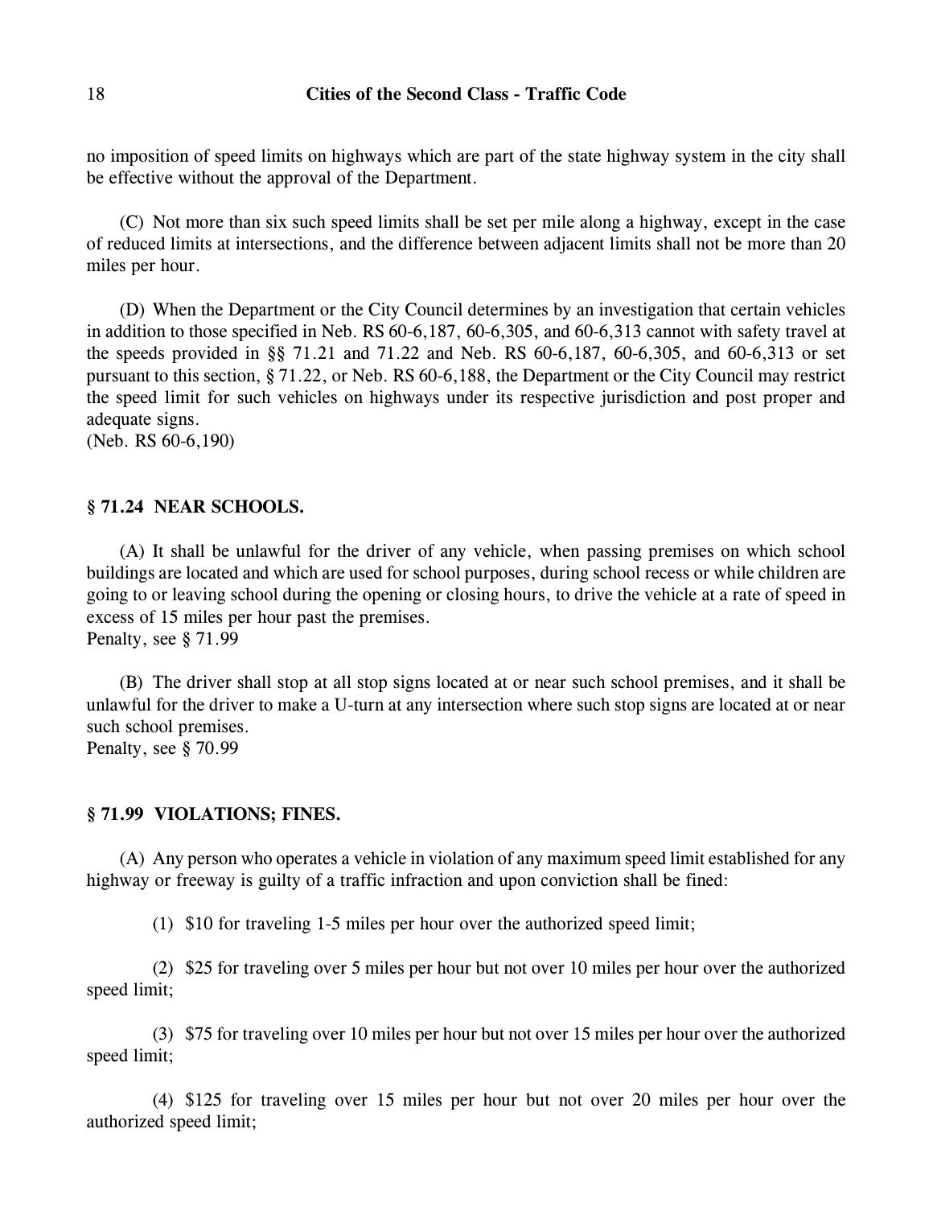no imposition of speed limits on highways which are part of the state highway system in the city shall be effective without the approval of the Department.

(C) Not more than six such speed limits shall be set per mile along a highway, except in the case of reduced limits at intersections, and the difference between adjacent limits shall not be more than 20 miles per hour.

(D) When the Department or the City Council determines by an investigation that certain vehicles in addition to those specified in Neb. RS 60-6,187, 60-6,305, and 60-6,313 cannot with safety travel at the speeds provided in §§ 71.21 and 71.22 and Neb. RS 60-6,187, 60-6,305, and 60-6,313 or set pursuant to this section, § 71.22, or Neb. RS 60-6,188, the Department or the City Council may restrict the speed limit for such vehicles on highways under its respective jurisdiction and post proper and adequate signs.
(Neb. RS 60-6,190)

### § 71.24 NEAR SCHOOLS.

(A) It shall be unlawful for the driver of any vehicle, when passing premises on which school buildings are located and which are used for school purposes, during school recess or while children are going to or leaving school during the opening or closing hours, to drive the vehicle at a rate of speed in excess of 15 miles per hour past the premises.
Penalty, see § 71.99

(B) The driver shall stop at all stop signs located at or near such school premises, and it shall be unlawful for the driver to make a U-turn at any intersection where such stop signs are located at or near such school premises.
Penalty, see § 70.99

### § 71.99 VIOLATIONS; FINES.

(A) Any person who operates a vehicle in violation of any maximum speed limit established for any highway or freeway is guilty of a traffic infraction and upon conviction shall be fined:

(1) $10 for traveling 1-5 miles per hour over the authorized speed limit;

(2) $25 for traveling over 5 miles per hour but not over 10 miles per hour over the authorized speed limit;

(3) $75 for traveling over 10 miles per hour but not over 15 miles per hour over the authorized speed limit;

(4) $125 for traveling over 15 miles per hour but not over 20 miles per hour over the authorized speed limit;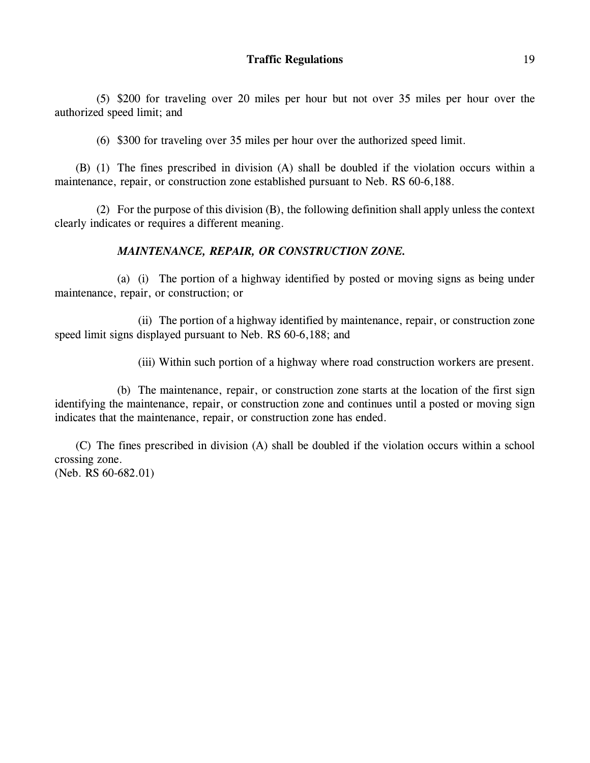(5) $200 for traveling over 20 miles per hour but not over 35 miles per hour over the authorized speed limit; and

(6) $300 for traveling over 35 miles per hour over the authorized speed limit.

(B) (1) The fines prescribed in division (A) shall be doubled if the violation occurs within a maintenance, repair, or construction zone established pursuant to Neb. RS 60-6,188.

(2) For the purpose of this division (B), the following definition shall apply unless the context clearly indicates or requires a different meaning.

***MAINTENANCE, REPAIR, OR CONSTRUCTION ZONE.***

(a) (i) The portion of a highway identified by posted or moving signs as being under maintenance, repair, or construction; or

(ii) The portion of a highway identified by maintenance, repair, or construction zone speed limit signs displayed pursuant to Neb. RS 60-6,188; and

(iii) Within such portion of a highway where road construction workers are present.

(b) The maintenance, repair, or construction zone starts at the location of the first sign identifying the maintenance, repair, or construction zone and continues until a posted or moving sign indicates that the maintenance, repair, or construction zone has ended.

(C) The fines prescribed in division (A) shall be doubled if the violation occurs within a school crossing zone.
(Neb. RS 60-682.01)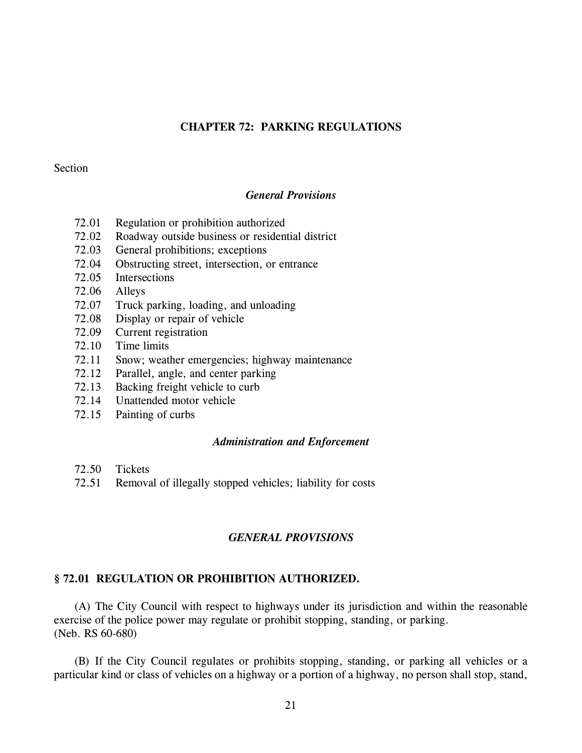## CHAPTER 72: PARKING REGULATIONS

Section

*General Provisions*

- 72.01 Regulation or prohibition authorized
- 72.02 Roadway outside business or residential district
- 72.03 General prohibitions; exceptions
- 72.04 Obstructing street, intersection, or entrance
- 72.05 Intersections
- 72.06 Alleys
- 72.07 Truck parking, loading, and unloading
- 72.08 Display or repair of vehicle
- 72.09 Current registration
- 72.10 Time limits
- 72.11 Snow; weather emergencies; highway maintenance
- 72.12 Parallel, angle, and center parking
- 72.13 Backing freight vehicle to curb
- 72.14 Unattended motor vehicle
- 72.15 Painting of curbs

*Administration and Enforcement*

- 72.50 Tickets
- 72.51 Removal of illegally stopped vehicles; liability for costs

### *GENERAL PROVISIONS*

### § 72.01 REGULATION OR PROHIBITION AUTHORIZED.

(A) The City Council with respect to highways under its jurisdiction and within the reasonable exercise of the police power may regulate or prohibit stopping, standing, or parking.
(Neb. RS 60-680)

(B) If the City Council regulates or prohibits stopping, standing, or parking all vehicles or a particular kind or class of vehicles on a highway or a portion of a highway, no person shall stop, stand,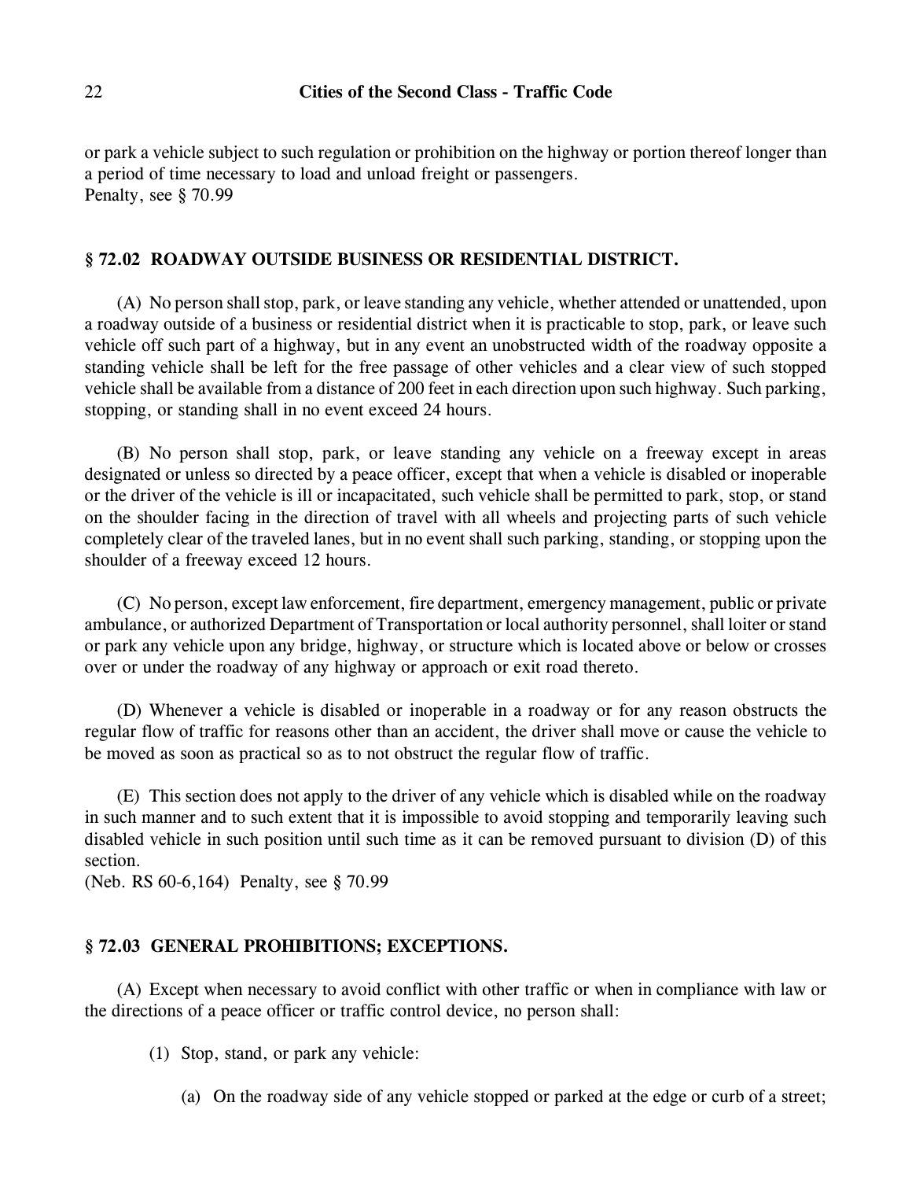or park a vehicle subject to such regulation or prohibition on the highway or portion thereof longer than a period of time necessary to load and unload freight or passengers.
Penalty, see § 70.99

### § 72.02 ROADWAY OUTSIDE BUSINESS OR RESIDENTIAL DISTRICT.

(A) No person shall stop, park, or leave standing any vehicle, whether attended or unattended, upon a roadway outside of a business or residential district when it is practicable to stop, park, or leave such vehicle off such part of a highway, but in any event an unobstructed width of the roadway opposite a standing vehicle shall be left for the free passage of other vehicles and a clear view of such stopped vehicle shall be available from a distance of 200 feet in each direction upon such highway. Such parking, stopping, or standing shall in no event exceed 24 hours.

(B) No person shall stop, park, or leave standing any vehicle on a freeway except in areas designated or unless so directed by a peace officer, except that when a vehicle is disabled or inoperable or the driver of the vehicle is ill or incapacitated, such vehicle shall be permitted to park, stop, or stand on the shoulder facing in the direction of travel with all wheels and projecting parts of such vehicle completely clear of the traveled lanes, but in no event shall such parking, standing, or stopping upon the shoulder of a freeway exceed 12 hours.

(C) No person, except law enforcement, fire department, emergency management, public or private ambulance, or authorized Department of Transportation or local authority personnel, shall loiter or stand or park any vehicle upon any bridge, highway, or structure which is located above or below or crosses over or under the roadway of any highway or approach or exit road thereto.

(D) Whenever a vehicle is disabled or inoperable in a roadway or for any reason obstructs the regular flow of traffic for reasons other than an accident, the driver shall move or cause the vehicle to be moved as soon as practical so as to not obstruct the regular flow of traffic.

(E) This section does not apply to the driver of any vehicle which is disabled while on the roadway in such manner and to such extent that it is impossible to avoid stopping and temporarily leaving such disabled vehicle in such position until such time as it can be removed pursuant to division (D) of this section.
(Neb. RS 60-6,164) Penalty, see § 70.99

### § 72.03 GENERAL PROHIBITIONS; EXCEPTIONS.

(A) Except when necessary to avoid conflict with other traffic or when in compliance with law or the directions of a peace officer or traffic control device, no person shall:

(1) Stop, stand, or park any vehicle:

(a) On the roadway side of any vehicle stopped or parked at the edge or curb of a street;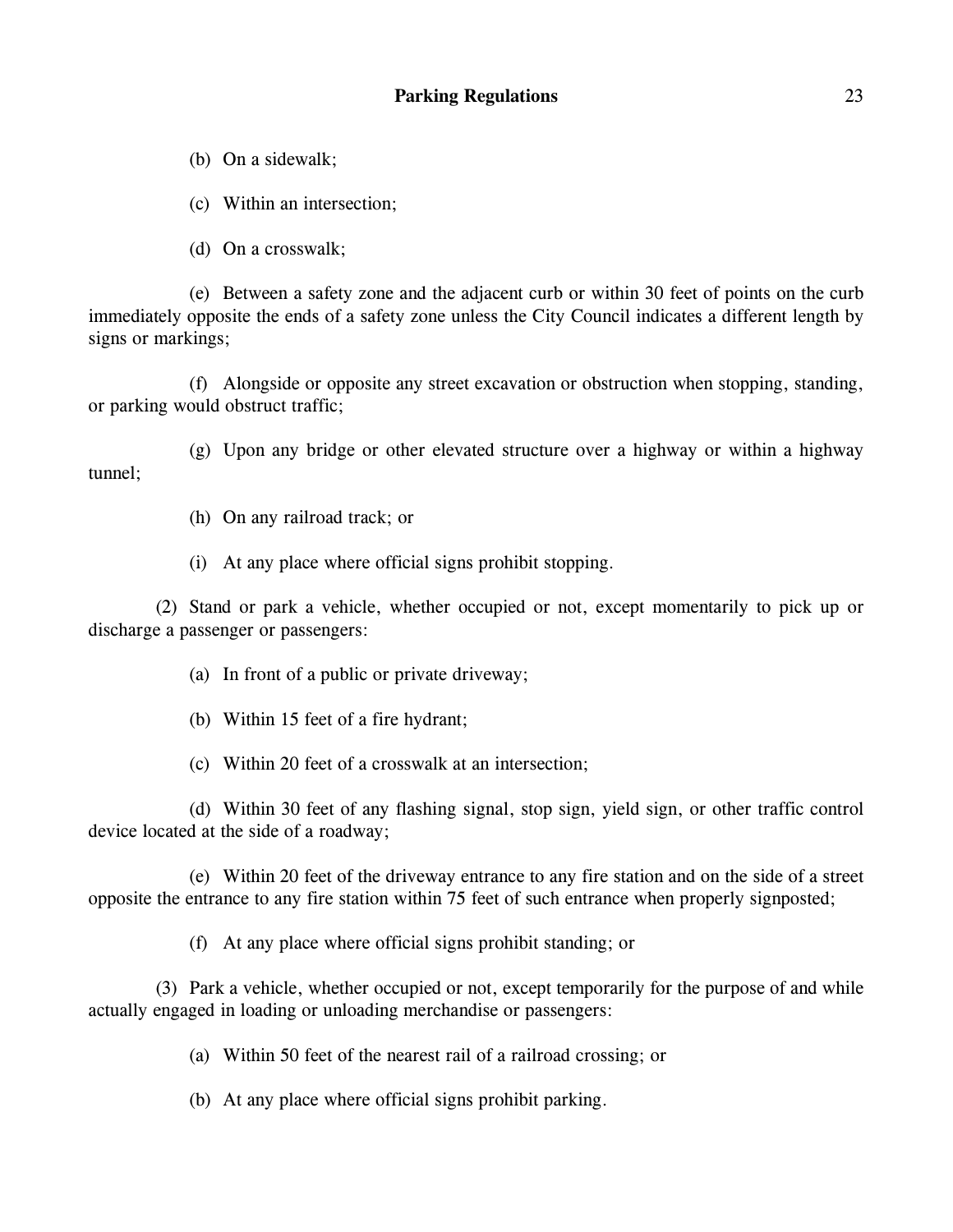(b) On a sidewalk;

(c) Within an intersection;

(d) On a crosswalk;

(e) Between a safety zone and the adjacent curb or within 30 feet of points on the curb immediately opposite the ends of a safety zone unless the City Council indicates a different length by signs or markings;

(f) Alongside or opposite any street excavation or obstruction when stopping, standing, or parking would obstruct traffic;

(g) Upon any bridge or other elevated structure over a highway or within a highway tunnel;

(h) On any railroad track; or

(i) At any place where official signs prohibit stopping.

(2) Stand or park a vehicle, whether occupied or not, except momentarily to pick up or discharge a passenger or passengers:

(a) In front of a public or private driveway;

(b) Within 15 feet of a fire hydrant;

(c) Within 20 feet of a crosswalk at an intersection;

(d) Within 30 feet of any flashing signal, stop sign, yield sign, or other traffic control device located at the side of a roadway;

(e) Within 20 feet of the driveway entrance to any fire station and on the side of a street opposite the entrance to any fire station within 75 feet of such entrance when properly signposted;

(f) At any place where official signs prohibit standing; or

(3) Park a vehicle, whether occupied or not, except temporarily for the purpose of and while actually engaged in loading or unloading merchandise or passengers:

(a) Within 50 feet of the nearest rail of a railroad crossing; or

(b) At any place where official signs prohibit parking.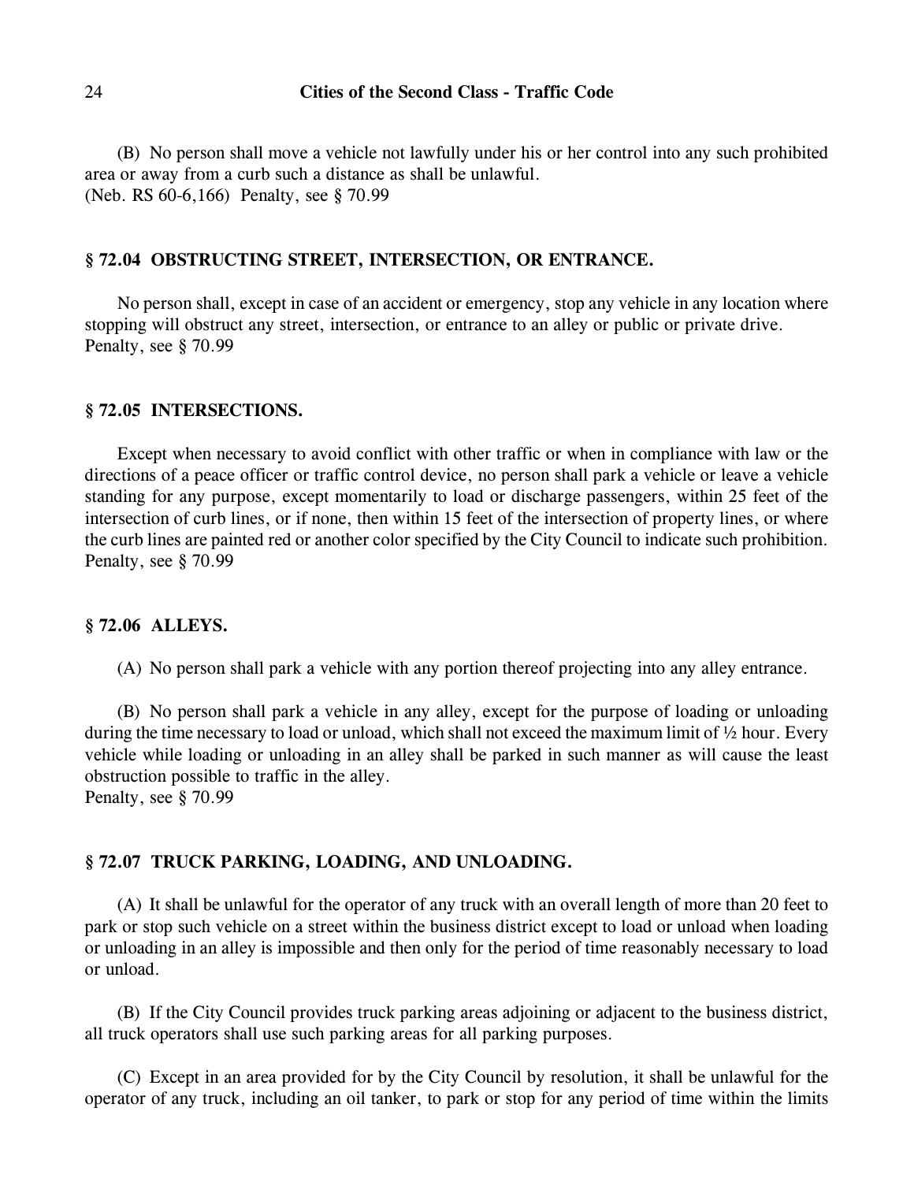(B) No person shall move a vehicle not lawfully under his or her control into any such prohibited area or away from a curb such a distance as shall be unlawful.
(Neb. RS 60-6,166) Penalty, see § 70.99

### § 72.04 OBSTRUCTING STREET, INTERSECTION, OR ENTRANCE.

No person shall, except in case of an accident or emergency, stop any vehicle in any location where stopping will obstruct any street, intersection, or entrance to an alley or public or private drive.
Penalty, see § 70.99

### § 72.05 INTERSECTIONS.

Except when necessary to avoid conflict with other traffic or when in compliance with law or the directions of a peace officer or traffic control device, no person shall park a vehicle or leave a vehicle standing for any purpose, except momentarily to load or discharge passengers, within 25 feet of the intersection of curb lines, or if none, then within 15 feet of the intersection of property lines, or where the curb lines are painted red or another color specified by the City Council to indicate such prohibition.
Penalty, see § 70.99

### § 72.06 ALLEYS.

(A) No person shall park a vehicle with any portion thereof projecting into any alley entrance.

(B) No person shall park a vehicle in any alley, except for the purpose of loading or unloading during the time necessary to load or unload, which shall not exceed the maximum limit of ½ hour. Every vehicle while loading or unloading in an alley shall be parked in such manner as will cause the least obstruction possible to traffic in the alley.
Penalty, see § 70.99

### § 72.07 TRUCK PARKING, LOADING, AND UNLOADING.

(A) It shall be unlawful for the operator of any truck with an overall length of more than 20 feet to park or stop such vehicle on a street within the business district except to load or unload when loading or unloading in an alley is impossible and then only for the period of time reasonably necessary to load or unload.

(B) If the City Council provides truck parking areas adjoining or adjacent to the business district, all truck operators shall use such parking areas for all parking purposes.

(C) Except in an area provided for by the City Council by resolution, it shall be unlawful for the operator of any truck, including an oil tanker, to park or stop for any period of time within the limits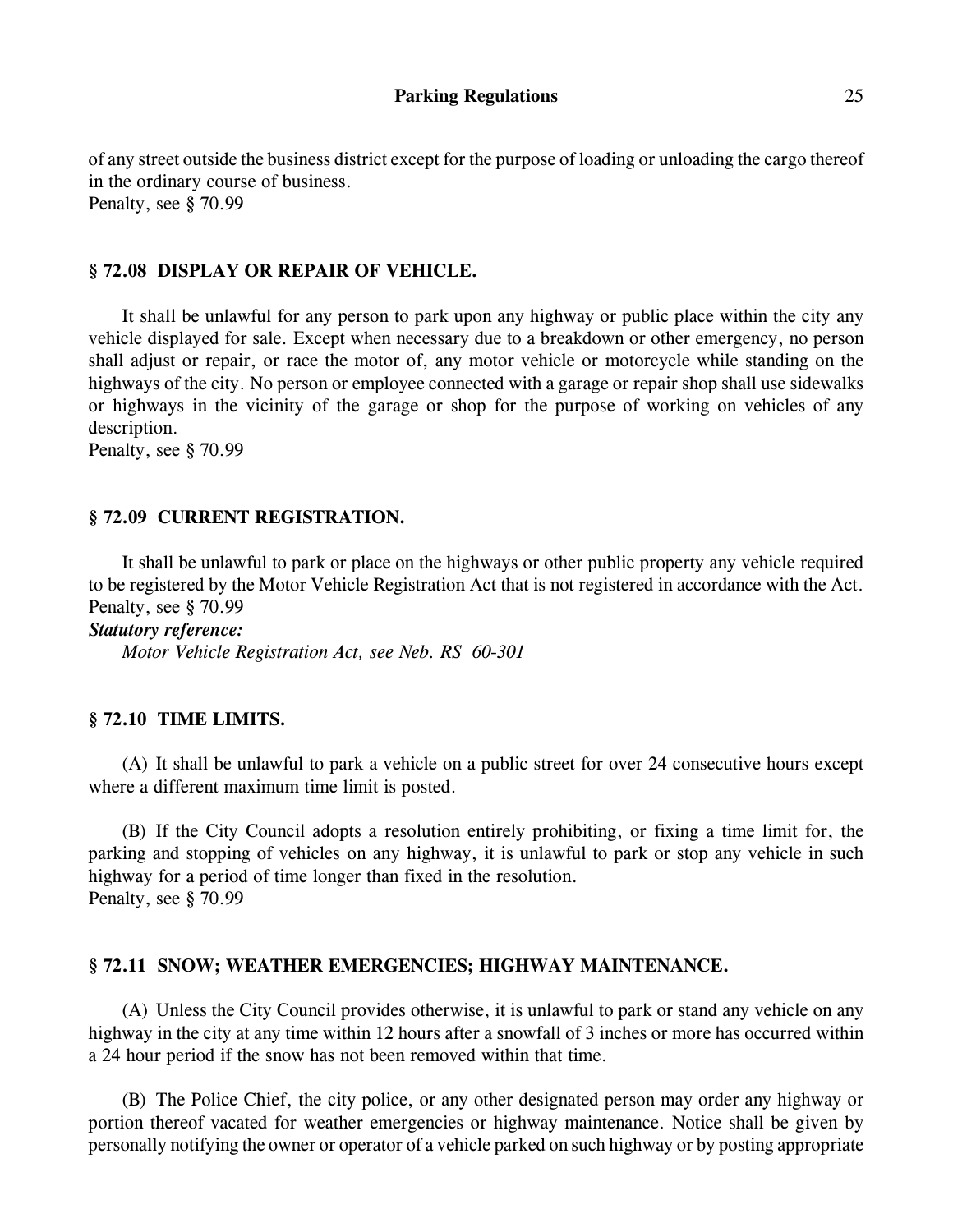of any street outside the business district except for the purpose of loading or unloading the cargo thereof in the ordinary course of business.
Penalty, see § 70.99

### § 72.08 DISPLAY OR REPAIR OF VEHICLE.

It shall be unlawful for any person to park upon any highway or public place within the city any vehicle displayed for sale. Except when necessary due to a breakdown or other emergency, no person shall adjust or repair, or race the motor of, any motor vehicle or motorcycle while standing on the highways of the city. No person or employee connected with a garage or repair shop shall use sidewalks or highways in the vicinity of the garage or shop for the purpose of working on vehicles of any description.
Penalty, see § 70.99

### § 72.09 CURRENT REGISTRATION.

It shall be unlawful to park or place on the highways or other public property any vehicle required to be registered by the Motor Vehicle Registration Act that is not registered in accordance with the Act.
Penalty, see § 70.99

***Statutory reference:***
*Motor Vehicle Registration Act, see Neb. RS 60-301*

### § 72.10 TIME LIMITS.

(A) It shall be unlawful to park a vehicle on a public street for over 24 consecutive hours except where a different maximum time limit is posted.

(B) If the City Council adopts a resolution entirely prohibiting, or fixing a time limit for, the parking and stopping of vehicles on any highway, it is unlawful to park or stop any vehicle in such highway for a period of time longer than fixed in the resolution.
Penalty, see § 70.99

### § 72.11 SNOW; WEATHER EMERGENCIES; HIGHWAY MAINTENANCE.

(A) Unless the City Council provides otherwise, it is unlawful to park or stand any vehicle on any highway in the city at any time within 12 hours after a snowfall of 3 inches or more has occurred within a 24 hour period if the snow has not been removed within that time.

(B) The Police Chief, the city police, or any other designated person may order any highway or portion thereof vacated for weather emergencies or highway maintenance. Notice shall be given by personally notifying the owner or operator of a vehicle parked on such highway or by posting appropriate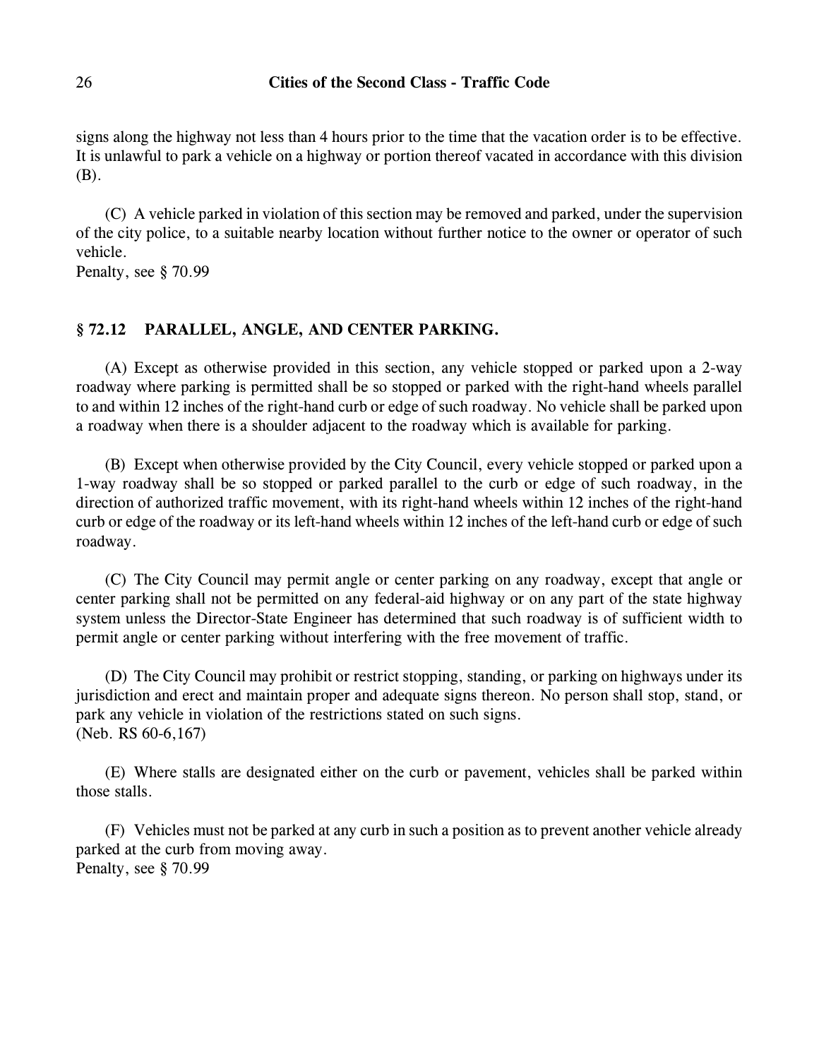signs along the highway not less than 4 hours prior to the time that the vacation order is to be effective. It is unlawful to park a vehicle on a highway or portion thereof vacated in accordance with this division (B).

(C) A vehicle parked in violation of this section may be removed and parked, under the supervision of the city police, to a suitable nearby location without further notice to the owner or operator of such vehicle.
Penalty, see § 70.99

### § 72.12 PARALLEL, ANGLE, AND CENTER PARKING.

(A) Except as otherwise provided in this section, any vehicle stopped or parked upon a 2-way roadway where parking is permitted shall be so stopped or parked with the right-hand wheels parallel to and within 12 inches of the right-hand curb or edge of such roadway. No vehicle shall be parked upon a roadway when there is a shoulder adjacent to the roadway which is available for parking.

(B) Except when otherwise provided by the City Council, every vehicle stopped or parked upon a 1-way roadway shall be so stopped or parked parallel to the curb or edge of such roadway, in the direction of authorized traffic movement, with its right-hand wheels within 12 inches of the right-hand curb or edge of the roadway or its left-hand wheels within 12 inches of the left-hand curb or edge of such roadway.

(C) The City Council may permit angle or center parking on any roadway, except that angle or center parking shall not be permitted on any federal-aid highway or on any part of the state highway system unless the Director-State Engineer has determined that such roadway is of sufficient width to permit angle or center parking without interfering with the free movement of traffic.

(D) The City Council may prohibit or restrict stopping, standing, or parking on highways under its jurisdiction and erect and maintain proper and adequate signs thereon. No person shall stop, stand, or park any vehicle in violation of the restrictions stated on such signs.
(Neb. RS 60-6,167)

(E) Where stalls are designated either on the curb or pavement, vehicles shall be parked within those stalls.

(F) Vehicles must not be parked at any curb in such a position as to prevent another vehicle already parked at the curb from moving away.
Penalty, see § 70.99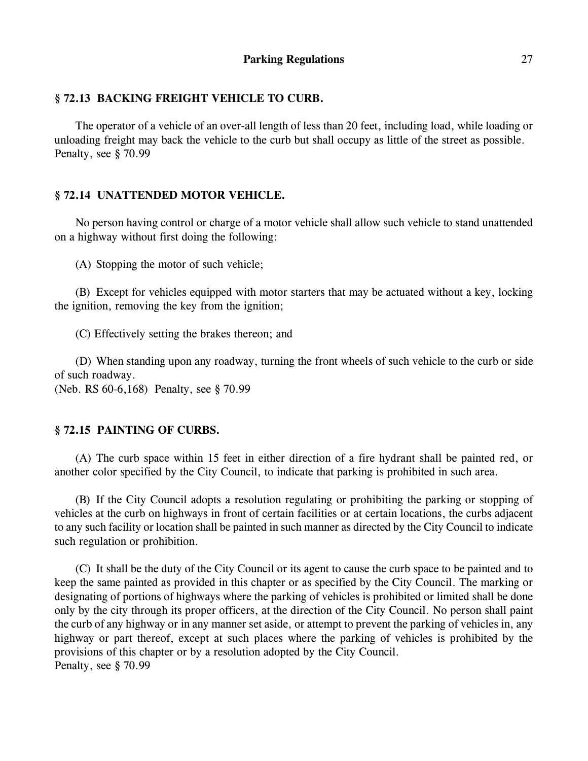## § 72.13 BACKING FREIGHT VEHICLE TO CURB.

The operator of a vehicle of an over-all length of less than 20 feet, including load, while loading or unloading freight may back the vehicle to the curb but shall occupy as little of the street as possible.
Penalty, see § 70.99

## § 72.14 UNATTENDED MOTOR VEHICLE.

No person having control or charge of a motor vehicle shall allow such vehicle to stand unattended on a highway without first doing the following:

(A) Stopping the motor of such vehicle;

(B) Except for vehicles equipped with motor starters that may be actuated without a key, locking the ignition, removing the key from the ignition;

(C) Effectively setting the brakes thereon; and

(D) When standing upon any roadway, turning the front wheels of such vehicle to the curb or side of such roadway.
(Neb. RS 60-6,168) Penalty, see § 70.99

## § 72.15 PAINTING OF CURBS.

(A) The curb space within 15 feet in either direction of a fire hydrant shall be painted red, or another color specified by the City Council, to indicate that parking is prohibited in such area.

(B) If the City Council adopts a resolution regulating or prohibiting the parking or stopping of vehicles at the curb on highways in front of certain facilities or at certain locations, the curbs adjacent to any such facility or location shall be painted in such manner as directed by the City Council to indicate such regulation or prohibition.

(C) It shall be the duty of the City Council or its agent to cause the curb space to be painted and to keep the same painted as provided in this chapter or as specified by the City Council. The marking or designating of portions of highways where the parking of vehicles is prohibited or limited shall be done only by the city through its proper officers, at the direction of the City Council. No person shall paint the curb of any highway or in any manner set aside, or attempt to prevent the parking of vehicles in, any highway or part thereof, except at such places where the parking of vehicles is prohibited by the provisions of this chapter or by a resolution adopted by the City Council.
Penalty, see § 70.99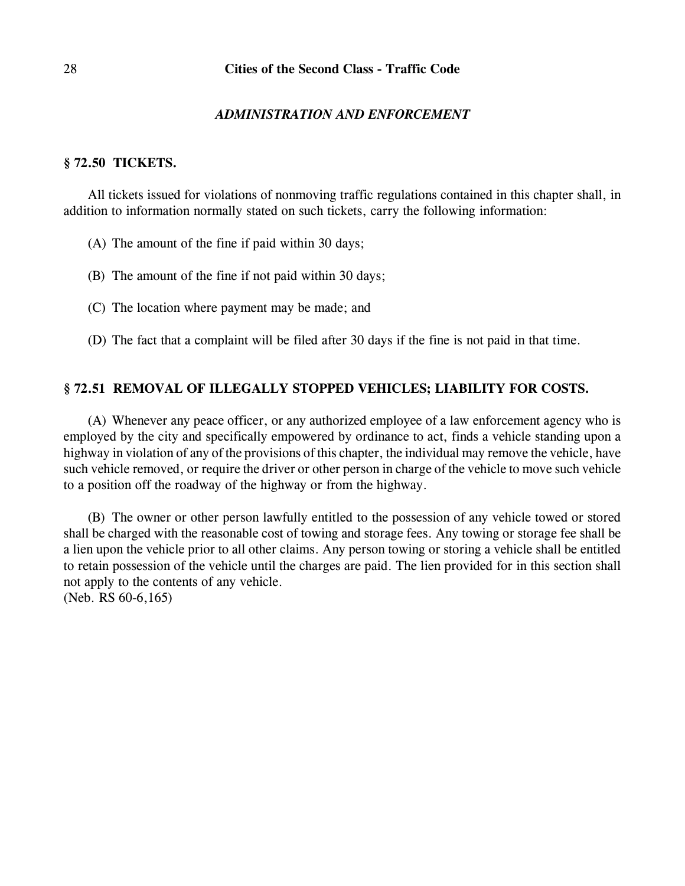## *ADMINISTRATION AND ENFORCEMENT*

### § 72.50 TICKETS.

All tickets issued for violations of nonmoving traffic regulations contained in this chapter shall, in addition to information normally stated on such tickets, carry the following information:

(A) The amount of the fine if paid within 30 days;

(B) The amount of the fine if not paid within 30 days;

(C) The location where payment may be made; and

(D) The fact that a complaint will be filed after 30 days if the fine is not paid in that time.

### § 72.51 REMOVAL OF ILLEGALLY STOPPED VEHICLES; LIABILITY FOR COSTS.

(A) Whenever any peace officer, or any authorized employee of a law enforcement agency who is employed by the city and specifically empowered by ordinance to act, finds a vehicle standing upon a highway in violation of any of the provisions of this chapter, the individual may remove the vehicle, have such vehicle removed, or require the driver or other person in charge of the vehicle to move such vehicle to a position off the roadway of the highway or from the highway.

(B) The owner or other person lawfully entitled to the possession of any vehicle towed or stored shall be charged with the reasonable cost of towing and storage fees. Any towing or storage fee shall be a lien upon the vehicle prior to all other claims. Any person towing or storing a vehicle shall be entitled to retain possession of the vehicle until the charges are paid. The lien provided for in this section shall not apply to the contents of any vehicle.
(Neb. RS 60-6,165)